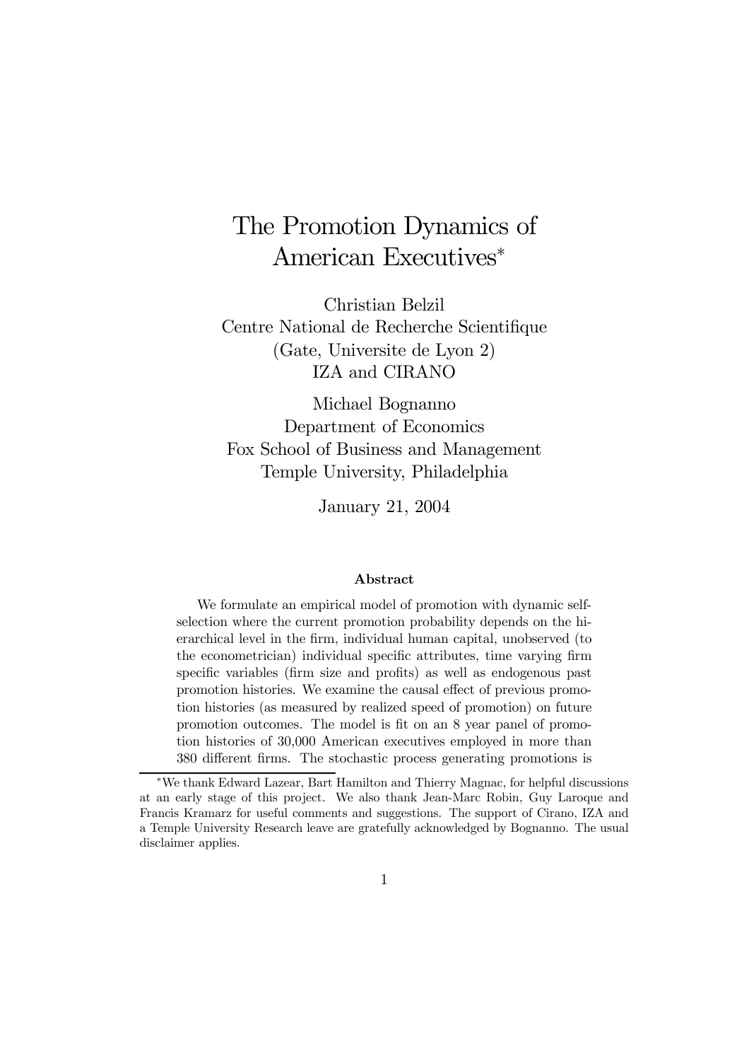# The Promotion Dynamics of American Executives*

Christian Belzil
Centre National de Recherche Scientifique
(Gate, Universite de Lyon 2)
IZA and CIRANO

Michael Bognanno
Department of Economics
Fox School of Business and Management
Temple University, Philadelphia

January 21, 2004

### Abstract

We formulate an empirical model of promotion with dynamic self-selection where the current promotion probability depends on the hierarchical level in the firm, individual human capital, unobserved (to the econometrician) individual specific attributes, time varying firm specific variables (firm size and profits) as well as endogenous past promotion histories. We examine the causal effect of previous promotion histories (as measured by realized speed of promotion) on future promotion outcomes. The model is fit on an 8 year panel of promotion histories of 30,000 American executives employed in more than 380 different firms. The stochastic process generating promotions is

---

*We thank Edward Lazear, Bart Hamilton and Thierry Magnac, for helpful discussions at an early stage of this project. We also thank Jean-Marc Robin, Guy Laroque and Francis Kramarz for useful comments and suggestions. The support of Cirano, IZA and a Temple University Research leave are gratefully acknowledged by Bognanno. The usual disclaimer applies.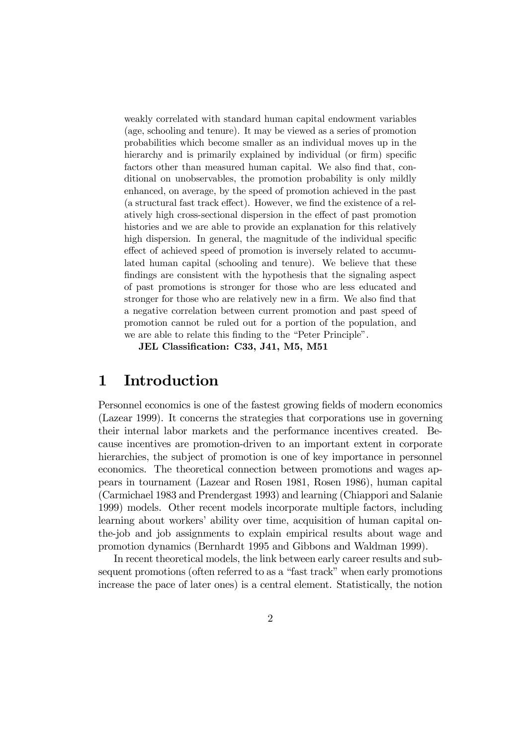weakly correlated with standard human capital endowment variables (age, schooling and tenure). It may be viewed as a series of promotion probabilities which become smaller as an individual moves up in the hierarchy and is primarily explained by individual (or firm) specific factors other than measured human capital. We also find that, conditional on unobservables, the promotion probability is only mildly enhanced, on average, by the speed of promotion achieved in the past (a structural fast track effect). However, we find the existence of a relatively high cross-sectional dispersion in the effect of past promotion histories and we are able to provide an explanation for this relatively high dispersion. In general, the magnitude of the individual specific effect of achieved speed of promotion is inversely related to accumulated human capital (schooling and tenure). We believe that these findings are consistent with the hypothesis that the signaling aspect of past promotions is stronger for those who are less educated and stronger for those who are relatively new in a firm. We also find that a negative correlation between current promotion and past speed of promotion cannot be ruled out for a portion of the population, and we are able to relate this finding to the "Peter Principle".

**JEL Classification: C33, J41, M5, M51**

# 1 Introduction

Personnel economics is one of the fastest growing fields of modern economics (Lazear 1999). It concerns the strategies that corporations use in governing their internal labor markets and the performance incentives created. Because incentives are promotion-driven to an important extent in corporate hierarchies, the subject of promotion is one of key importance in personnel economics. The theoretical connection between promotions and wages appears in tournament (Lazear and Rosen 1981, Rosen 1986), human capital (Carmichael 1983 and Prendergast 1993) and learning (Chiappori and Salanie 1999) models. Other recent models incorporate multiple factors, including learning about workers' ability over time, acquisition of human capital on-the-job and job assignments to explain empirical results about wage and promotion dynamics (Bernhardt 1995 and Gibbons and Waldman 1999).

In recent theoretical models, the link between early career results and subsequent promotions (often referred to as a "fast track" when early promotions increase the pace of later ones) is a central element. Statistically, the notion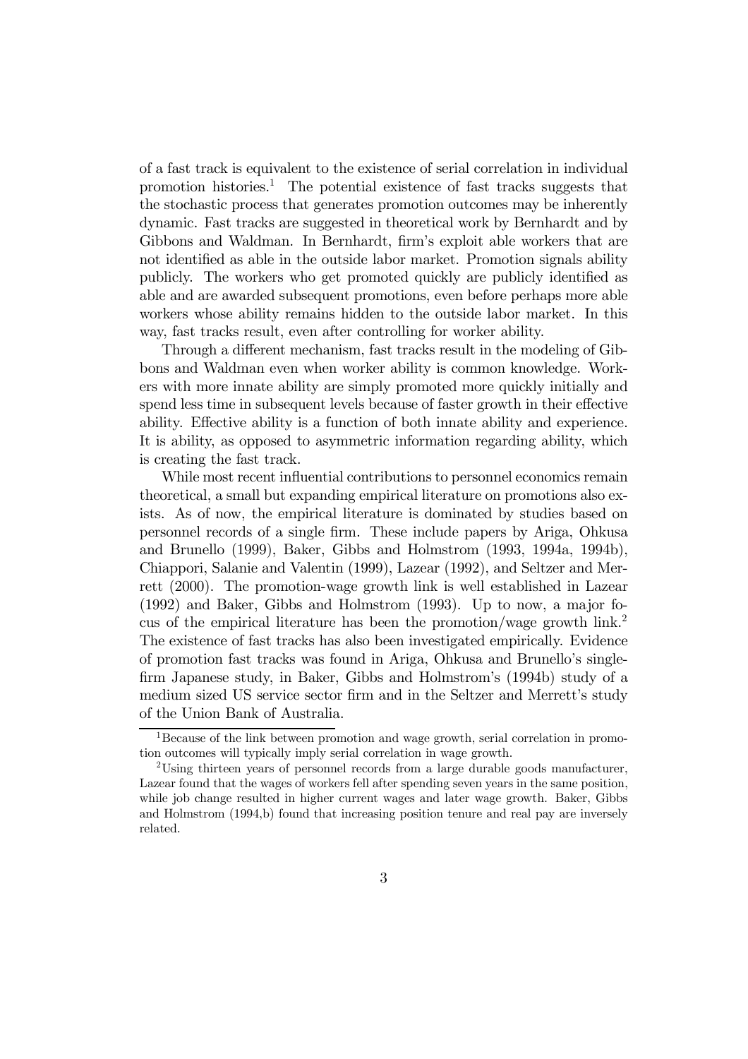of a fast track is equivalent to the existence of serial correlation in individual promotion histories.[1] The potential existence of fast tracks suggests that the stochastic process that generates promotion outcomes may be inherently dynamic. Fast tracks are suggested in theoretical work by Bernhardt and by Gibbons and Waldman. In Bernhardt, firm's exploit able workers that are not identified as able in the outside labor market. Promotion signals ability publicly. The workers who get promoted quickly are publicly identified as able and are awarded subsequent promotions, even before perhaps more able workers whose ability remains hidden to the outside labor market. In this way, fast tracks result, even after controlling for worker ability.

Through a different mechanism, fast tracks result in the modeling of Gibbons and Waldman even when worker ability is common knowledge. Workers with more innate ability are simply promoted more quickly initially and spend less time in subsequent levels because of faster growth in their effective ability. Effective ability is a function of both innate ability and experience. It is ability, as opposed to asymmetric information regarding ability, which is creating the fast track.

While most recent influential contributions to personnel economics remain theoretical, a small but expanding empirical literature on promotions also exists. As of now, the empirical literature is dominated by studies based on personnel records of a single firm. These include papers by Ariga, Ohkusa and Brunello (1999), Baker, Gibbs and Holmstrom (1993, 1994a, 1994b), Chiappori, Salanie and Valentin (1999), Lazear (1992), and Seltzer and Merrett (2000). The promotion-wage growth link is well established in Lazear (1992) and Baker, Gibbs and Holmstrom (1993). Up to now, a major focus of the empirical literature has been the promotion/wage growth link.[2] The existence of fast tracks has also been investigated empirically. Evidence of promotion fast tracks was found in Ariga, Ohkusa and Brunello's single-firm Japanese study, in Baker, Gibbs and Holmstrom's (1994b) study of a medium sized US service sector firm and in the Seltzer and Merrett's study of the Union Bank of Australia.

[1] Because of the link between promotion and wage growth, serial correlation in promotion outcomes will typically imply serial correlation in wage growth.

[2] Using thirteen years of personnel records from a large durable goods manufacturer, Lazear found that the wages of workers fell after spending seven years in the same position, while job change resulted in higher current wages and later wage growth. Baker, Gibbs and Holmstrom (1994,b) found that increasing position tenure and real pay are inversely related.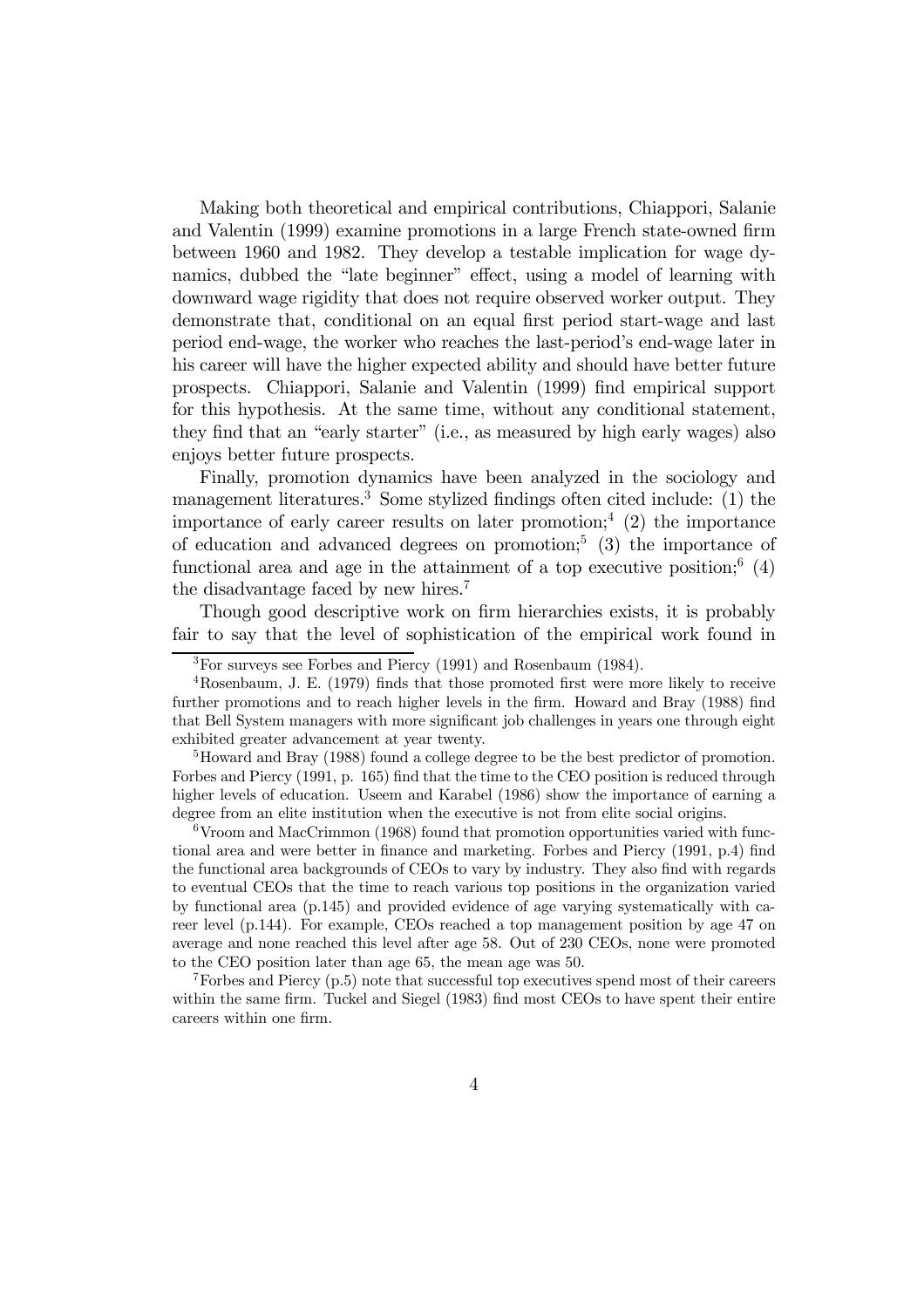Making both theoretical and empirical contributions, Chiappori, Salanie and Valentin (1999) examine promotions in a large French state-owned firm between 1960 and 1982. They develop a testable implication for wage dynamics, dubbed the "late beginner" effect, using a model of learning with downward wage rigidity that does not require observed worker output. They demonstrate that, conditional on an equal first period start-wage and last period end-wage, the worker who reaches the last-period's end-wage later in his career will have the higher expected ability and should have better future prospects. Chiappori, Salanie and Valentin (1999) find empirical support for this hypothesis. At the same time, without any conditional statement, they find that an "early starter" (i.e., as measured by high early wages) also enjoys better future prospects.

Finally, promotion dynamics have been analyzed in the sociology and management literatures.[3] Some stylized findings often cited include: (1) the importance of early career results on later promotion;[4] (2) the importance of education and advanced degrees on promotion;[5] (3) the importance of functional area and age in the attainment of a top executive position;[6] (4) the disadvantage faced by new hires.[7]

Though good descriptive work on firm hierarchies exists, it is probably fair to say that the level of sophistication of the empirical work found in

---

[3] For surveys see Forbes and Piercy (1991) and Rosenbaum (1984).

[4] Rosenbaum, J. E. (1979) finds that those promoted first were more likely to receive further promotions and to reach higher levels in the firm. Howard and Bray (1988) find that Bell System managers with more significant job challenges in years one through eight exhibited greater advancement at year twenty.

[5] Howard and Bray (1988) found a college degree to be the best predictor of promotion. Forbes and Piercy (1991, p. 165) find that the time to the CEO position is reduced through higher levels of education. Useem and Karabel (1986) show the importance of earning a degree from an elite institution when the executive is not from elite social origins.

[6] Vroom and MacCrimmon (1968) found that promotion opportunities varied with functional area and were better in finance and marketing. Forbes and Piercy (1991, p.4) find the functional area backgrounds of CEOs to vary by industry. They also find with regards to eventual CEOs that the time to reach various top positions in the organization varied by functional area (p.145) and provided evidence of age varying systematically with career level (p.144). For example, CEOs reached a top management position by age 47 on average and none reached this level after age 58. Out of 230 CEOs, none were promoted to the CEO position later than age 65, the mean age was 50.

[7] Forbes and Piercy (p.5) note that successful top executives spend most of their careers within the same firm. Tuckel and Siegel (1983) find most CEOs to have spent their entire careers within one firm.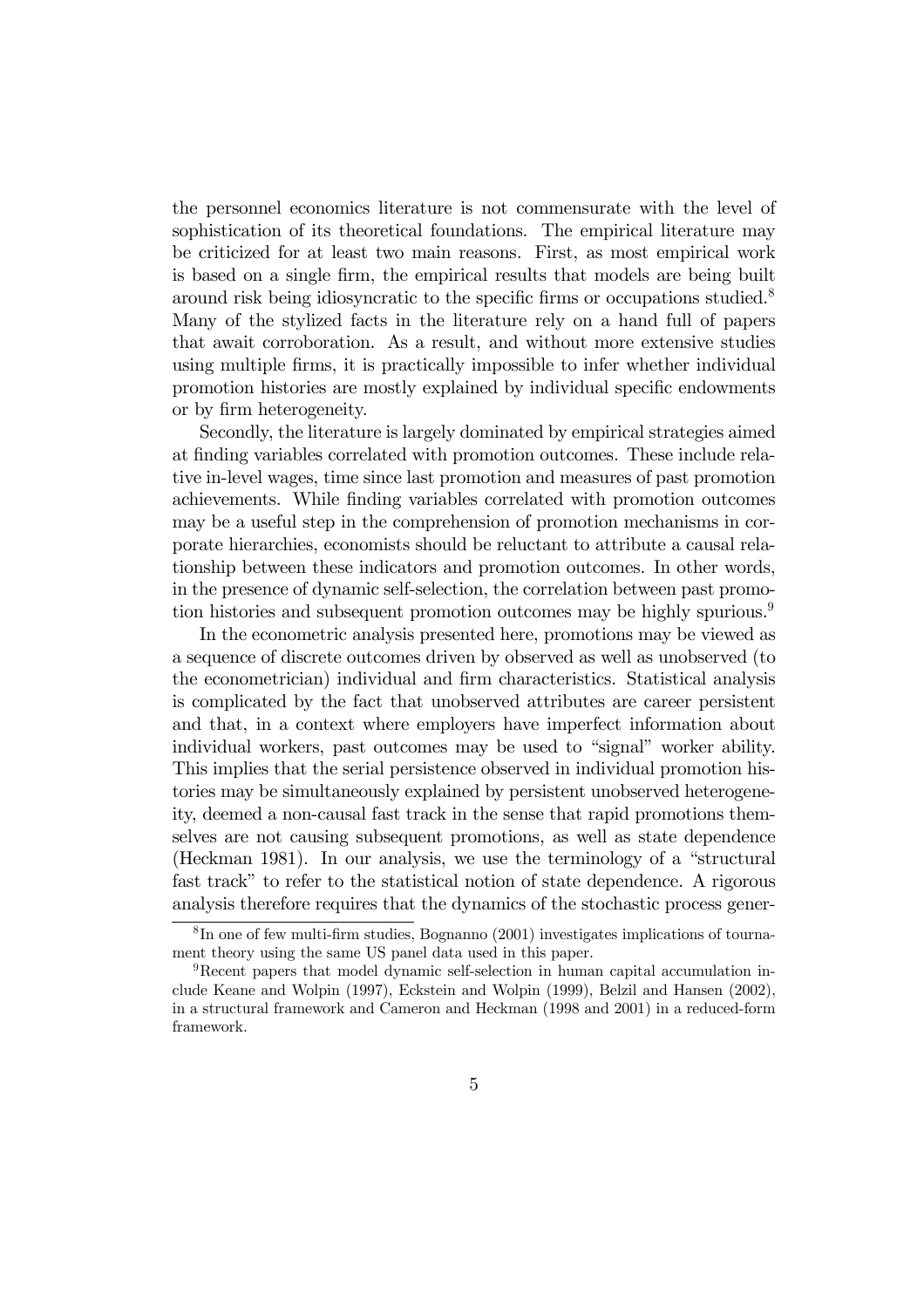the personnel economics literature is not commensurate with the level of sophistication of its theoretical foundations. The empirical literature may be criticized for at least two main reasons. First, as most empirical work is based on a single firm, the empirical results that models are being built around risk being idiosyncratic to the specific firms or occupations studied.[8] Many of the stylized facts in the literature rely on a hand full of papers that await corroboration. As a result, and without more extensive studies using multiple firms, it is practically impossible to infer whether individual promotion histories are mostly explained by individual specific endowments or by firm heterogeneity.

Secondly, the literature is largely dominated by empirical strategies aimed at finding variables correlated with promotion outcomes. These include relative in-level wages, time since last promotion and measures of past promotion achievements. While finding variables correlated with promotion outcomes may be a useful step in the comprehension of promotion mechanisms in corporate hierarchies, economists should be reluctant to attribute a causal relationship between these indicators and promotion outcomes. In other words, in the presence of dynamic self-selection, the correlation between past promotion histories and subsequent promotion outcomes may be highly spurious.[9]

In the econometric analysis presented here, promotions may be viewed as a sequence of discrete outcomes driven by observed as well as unobserved (to the econometrician) individual and firm characteristics. Statistical analysis is complicated by the fact that unobserved attributes are career persistent and that, in a context where employers have imperfect information about individual workers, past outcomes may be used to "signal" worker ability. This implies that the serial persistence observed in individual promotion histories may be simultaneously explained by persistent unobserved heterogeneity, deemed a non-causal fast track in the sense that rapid promotions themselves are not causing subsequent promotions, as well as state dependence (Heckman 1981). In our analysis, we use the terminology of a "structural fast track" to refer to the statistical notion of state dependence. A rigorous analysis therefore requires that the dynamics of the stochastic process gener-

[8] In one of few multi-firm studies, Bognanno (2001) investigates implications of tournament theory using the same US panel data used in this paper.

[9] Recent papers that model dynamic self-selection in human capital accumulation include Keane and Wolpin (1997), Eckstein and Wolpin (1999), Belzil and Hansen (2002), in a structural framework and Cameron and Heckman (1998 and 2001) in a reduced-form framework.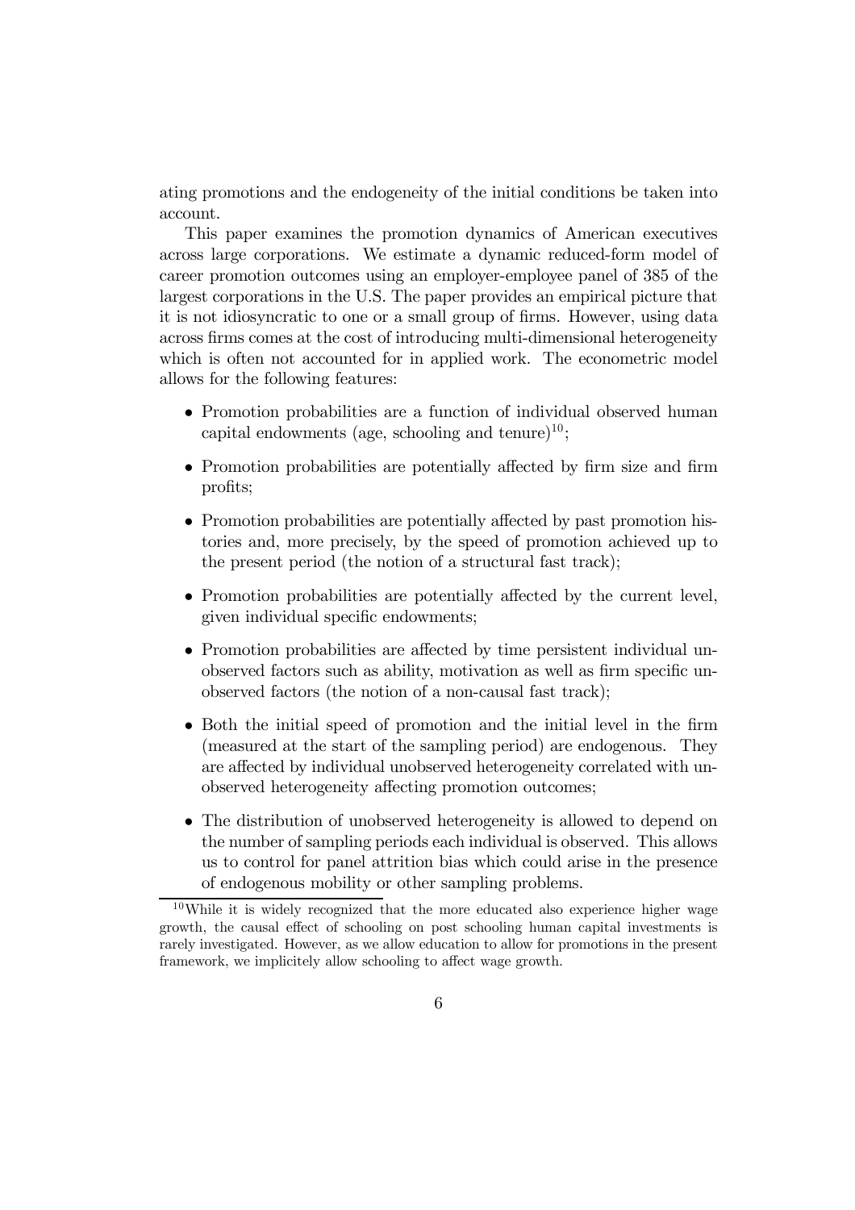ating promotions and the endogeneity of the initial conditions be taken into account.

This paper examines the promotion dynamics of American executives across large corporations. We estimate a dynamic reduced-form model of career promotion outcomes using an employer-employee panel of 385 of the largest corporations in the U.S. The paper provides an empirical picture that it is not idiosyncratic to one or a small group of firms. However, using data across firms comes at the cost of introducing multi-dimensional heterogeneity which is often not accounted for in applied work. The econometric model allows for the following features:

- Promotion probabilities are a function of individual observed human capital endowments (age, schooling and tenure)[10];
- Promotion probabilities are potentially affected by firm size and firm profits;
- Promotion probabilities are potentially affected by past promotion histories and, more precisely, by the speed of promotion achieved up to the present period (the notion of a structural fast track);
- Promotion probabilities are potentially affected by the current level, given individual specific endowments;
- Promotion probabilities are affected by time persistent individual unobserved factors such as ability, motivation as well as firm specific unobserved factors (the notion of a non-causal fast track);
- Both the initial speed of promotion and the initial level in the firm (measured at the start of the sampling period) are endogenous. They are affected by individual unobserved heterogeneity correlated with unobserved heterogeneity affecting promotion outcomes;
- The distribution of unobserved heterogeneity is allowed to depend on the number of sampling periods each individual is observed. This allows us to control for panel attrition bias which could arise in the presence of endogenous mobility or other sampling problems.

[10] While it is widely recognized that the more educated also experience higher wage growth, the causal effect of schooling on post schooling human capital investments is rarely investigated. However, as we allow education to allow for promotions in the present framework, we implicitely allow schooling to affect wage growth.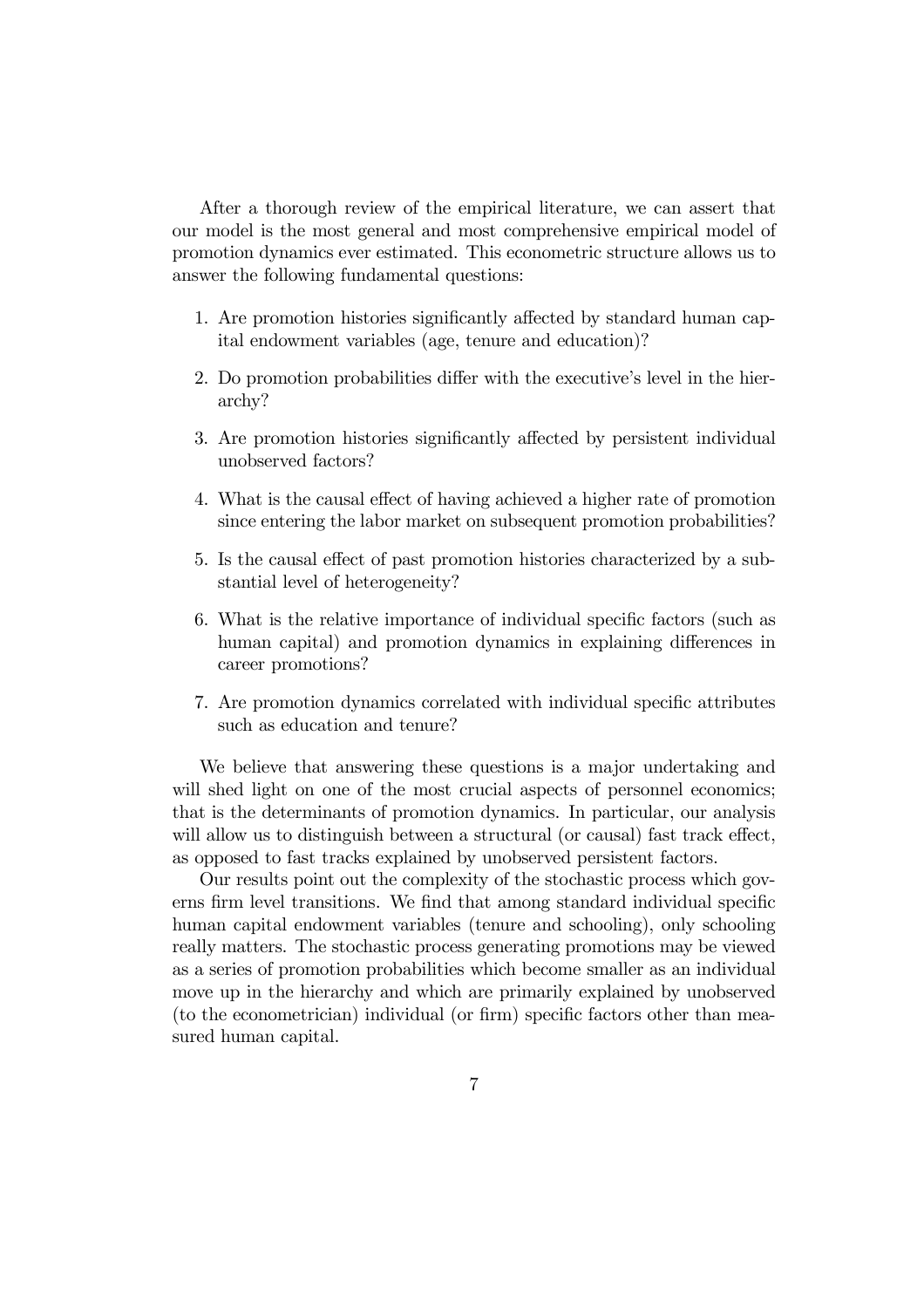After a thorough review of the empirical literature, we can assert that our model is the most general and most comprehensive empirical model of promotion dynamics ever estimated. This econometric structure allows us to answer the following fundamental questions:

1. Are promotion histories significantly affected by standard human capital endowment variables (age, tenure and education)?
2. Do promotion probabilities differ with the executive's level in the hierarchy?
3. Are promotion histories significantly affected by persistent individual unobserved factors?
4. What is the causal effect of having achieved a higher rate of promotion since entering the labor market on subsequent promotion probabilities?
5. Is the causal effect of past promotion histories characterized by a substantial level of heterogeneity?
6. What is the relative importance of individual specific factors (such as human capital) and promotion dynamics in explaining differences in career promotions?
7. Are promotion dynamics correlated with individual specific attributes such as education and tenure?

We believe that answering these questions is a major undertaking and will shed light on one of the most crucial aspects of personnel economics; that is the determinants of promotion dynamics. In particular, our analysis will allow us to distinguish between a structural (or causal) fast track effect, as opposed to fast tracks explained by unobserved persistent factors.

Our results point out the complexity of the stochastic process which governs firm level transitions. We find that among standard individual specific human capital endowment variables (tenure and schooling), only schooling really matters. The stochastic process generating promotions may be viewed as a series of promotion probabilities which become smaller as an individual move up in the hierarchy and which are primarily explained by unobserved (to the econometrician) individual (or firm) specific factors other than measured human capital.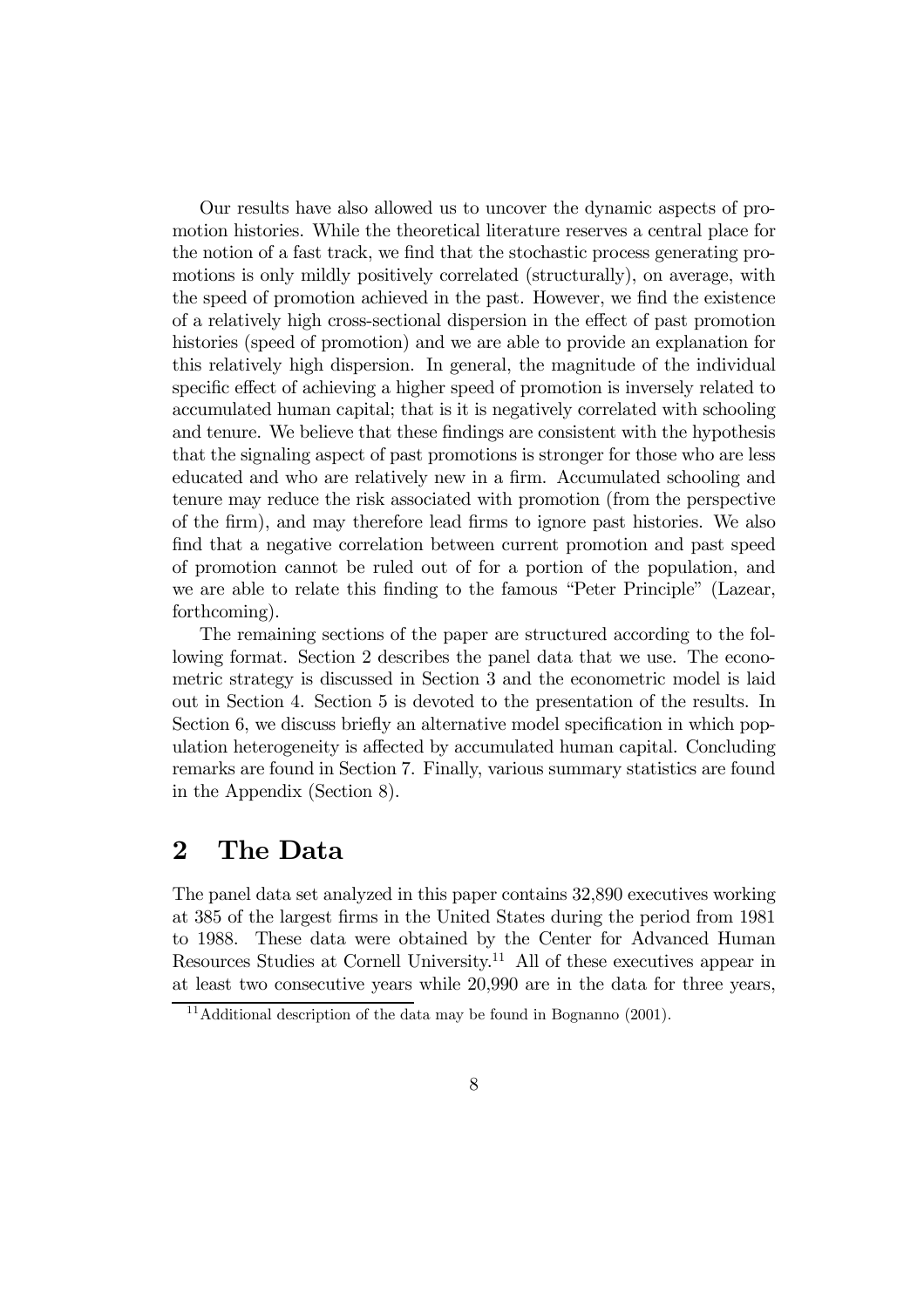Our results have also allowed us to uncover the dynamic aspects of promotion histories. While the theoretical literature reserves a central place for the notion of a fast track, we find that the stochastic process generating promotions is only mildly positively correlated (structurally), on average, with the speed of promotion achieved in the past. However, we find the existence of a relatively high cross-sectional dispersion in the effect of past promotion histories (speed of promotion) and we are able to provide an explanation for this relatively high dispersion. In general, the magnitude of the individual specific effect of achieving a higher speed of promotion is inversely related to accumulated human capital; that is it is negatively correlated with schooling and tenure. We believe that these findings are consistent with the hypothesis that the signaling aspect of past promotions is stronger for those who are less educated and who are relatively new in a firm. Accumulated schooling and tenure may reduce the risk associated with promotion (from the perspective of the firm), and may therefore lead firms to ignore past histories. We also find that a negative correlation between current promotion and past speed of promotion cannot be ruled out of for a portion of the population, and we are able to relate this finding to the famous "Peter Principle" (Lazear, forthcoming).

The remaining sections of the paper are structured according to the following format. Section 2 describes the panel data that we use. The econometric strategy is discussed in Section 3 and the econometric model is laid out in Section 4. Section 5 is devoted to the presentation of the results. In Section 6, we discuss briefly an alternative model specification in which population heterogeneity is affected by accumulated human capital. Concluding remarks are found in Section 7. Finally, various summary statistics are found in the Appendix (Section 8).

## 2 The Data

The panel data set analyzed in this paper contains 32,890 executives working at 385 of the largest firms in the United States during the period from 1981 to 1988. These data were obtained by the Center for Advanced Human Resources Studies at Cornell University.[11] All of these executives appear in at least two consecutive years while 20,990 are in the data for three years,

[11] Additional description of the data may be found in Bognanno (2001).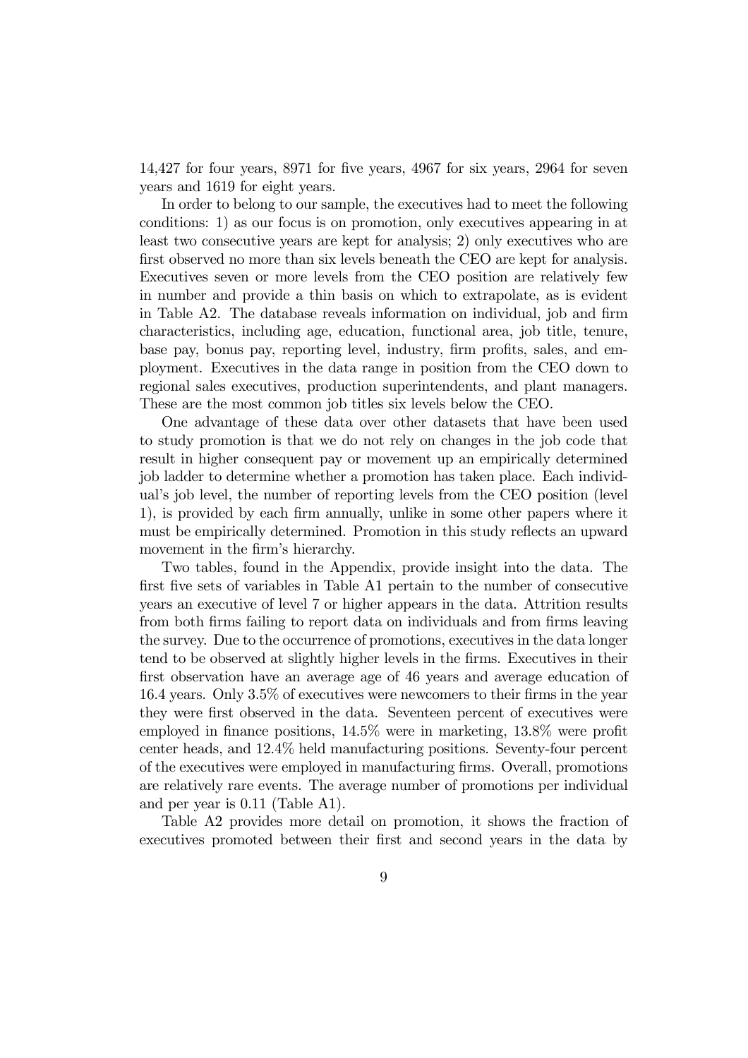14,427 for four years, 8971 for five years, 4967 for six years, 2964 for seven years and 1619 for eight years.

In order to belong to our sample, the executives had to meet the following conditions: 1) as our focus is on promotion, only executives appearing in at least two consecutive years are kept for analysis; 2) only executives who are first observed no more than six levels beneath the CEO are kept for analysis. Executives seven or more levels from the CEO position are relatively few in number and provide a thin basis on which to extrapolate, as is evident in Table A2. The database reveals information on individual, job and firm characteristics, including age, education, functional area, job title, tenure, base pay, bonus pay, reporting level, industry, firm profits, sales, and employment. Executives in the data range in position from the CEO down to regional sales executives, production superintendents, and plant managers. These are the most common job titles six levels below the CEO.

One advantage of these data over other datasets that have been used to study promotion is that we do not rely on changes in the job code that result in higher consequent pay or movement up an empirically determined job ladder to determine whether a promotion has taken place. Each individual's job level, the number of reporting levels from the CEO position (level 1), is provided by each firm annually, unlike in some other papers where it must be empirically determined. Promotion in this study reflects an upward movement in the firm's hierarchy.

Two tables, found in the Appendix, provide insight into the data. The first five sets of variables in Table A1 pertain to the number of consecutive years an executive of level 7 or higher appears in the data. Attrition results from both firms failing to report data on individuals and from firms leaving the survey. Due to the occurrence of promotions, executives in the data longer tend to be observed at slightly higher levels in the firms. Executives in their first observation have an average age of 46 years and average education of 16.4 years. Only 3.5% of executives were newcomers to their firms in the year they were first observed in the data. Seventeen percent of executives were employed in finance positions, 14.5% were in marketing, 13.8% were profit center heads, and 12.4% held manufacturing positions. Seventy-four percent of the executives were employed in manufacturing firms. Overall, promotions are relatively rare events. The average number of promotions per individual and per year is 0.11 (Table A1).

Table A2 provides more detail on promotion, it shows the fraction of executives promoted between their first and second years in the data by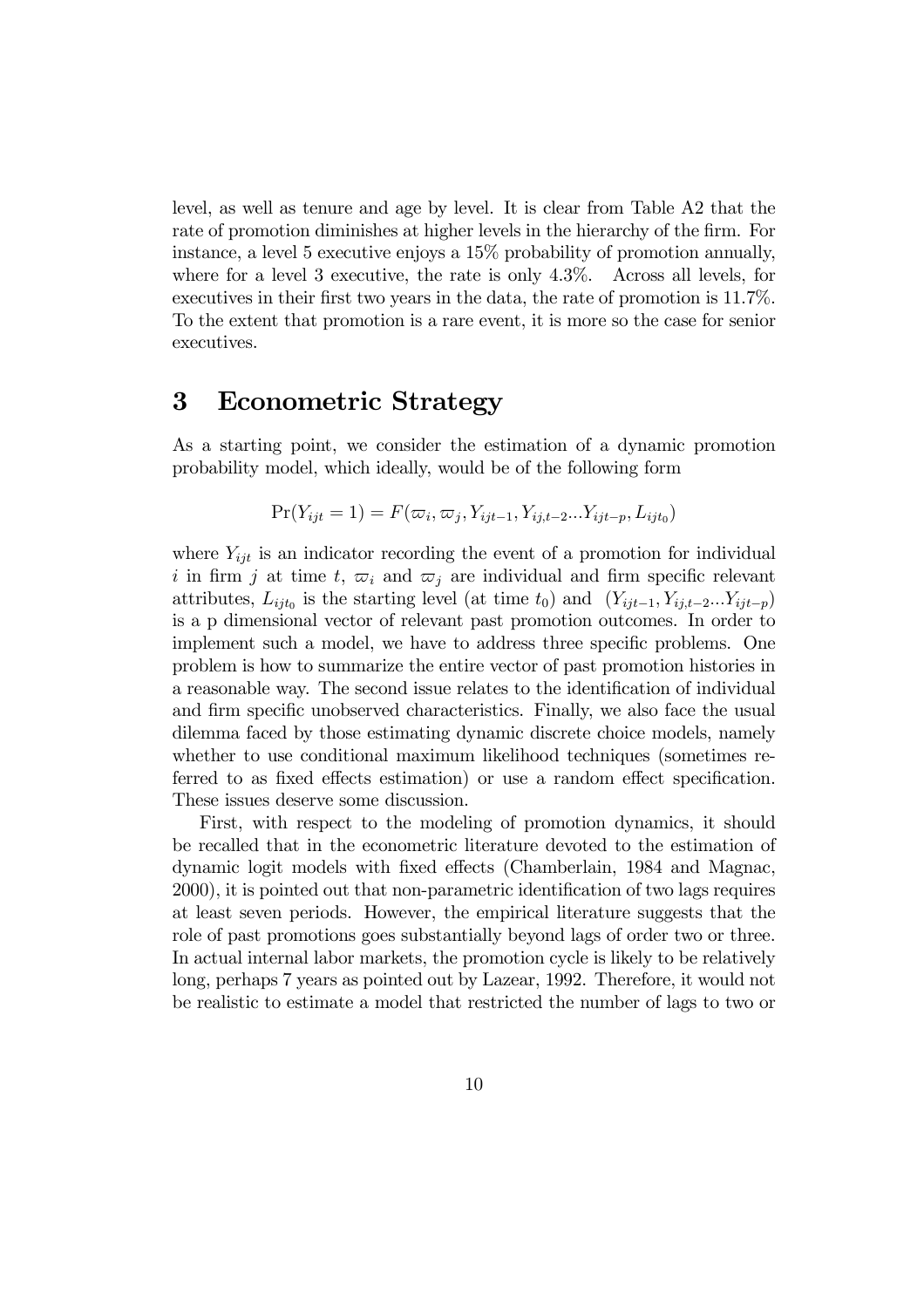level, as well as tenure and age by level. It is clear from Table A2 that the rate of promotion diminishes at higher levels in the hierarchy of the firm. For instance, a level 5 executive enjoys a 15% probability of promotion annually, where for a level 3 executive, the rate is only 4.3%. Across all levels, for executives in their first two years in the data, the rate of promotion is 11.7%. To the extent that promotion is a rare event, it is more so the case for senior executives.

# 3 Econometric Strategy

As a starting point, we consider the estimation of a dynamic promotion probability model, which ideally, would be of the following form

$$\Pr(Y_{ijt} = 1) = F(\varpi_i, \varpi_j, Y_{ijt-1}, Y_{ij,t-2}...Y_{ijt-p}, L_{ijt_0})$$

where $Y_{ijt}$ is an indicator recording the event of a promotion for individual $i$ in firm $j$ at time $t$, $\varpi_i$ and $\varpi_j$ are individual and firm specific relevant attributes, $L_{ijt_0}$ is the starting level (at time $t_0$) and $(Y_{ijt-1}, Y_{ij,t-2}...Y_{ijt-p})$ is a p dimensional vector of relevant past promotion outcomes. In order to implement such a model, we have to address three specific problems. One problem is how to summarize the entire vector of past promotion histories in a reasonable way. The second issue relates to the identification of individual and firm specific unobserved characteristics. Finally, we also face the usual dilemma faced by those estimating dynamic discrete choice models, namely whether to use conditional maximum likelihood techniques (sometimes referred to as fixed effects estimation) or use a random effect specification. These issues deserve some discussion.

First, with respect to the modeling of promotion dynamics, it should be recalled that in the econometric literature devoted to the estimation of dynamic logit models with fixed effects (Chamberlain, 1984 and Magnac, 2000), it is pointed out that non-parametric identification of two lags requires at least seven periods. However, the empirical literature suggests that the role of past promotions goes substantially beyond lags of order two or three. In actual internal labor markets, the promotion cycle is likely to be relatively long, perhaps 7 years as pointed out by Lazear, 1992. Therefore, it would not be realistic to estimate a model that restricted the number of lags to two or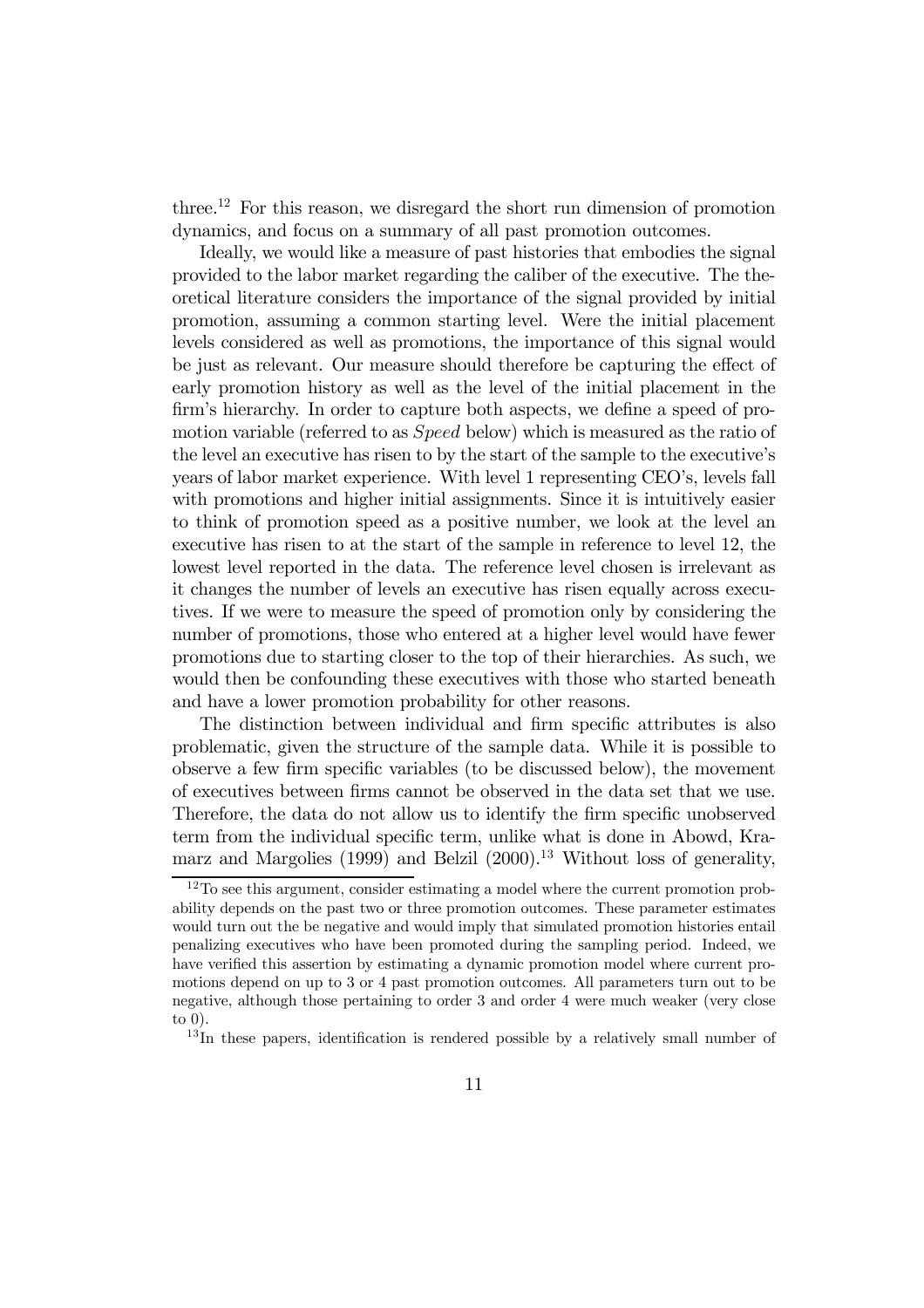three.[12] For this reason, we disregard the short run dimension of promotion dynamics, and focus on a summary of all past promotion outcomes.

Ideally, we would like a measure of past histories that embodies the signal provided to the labor market regarding the caliber of the executive. The theoretical literature considers the importance of the signal provided by initial promotion, assuming a common starting level. Were the initial placement levels considered as well as promotions, the importance of this signal would be just as relevant. Our measure should therefore be capturing the effect of early promotion history as well as the level of the initial placement in the firm's hierarchy. In order to capture both aspects, we define a speed of promotion variable (referred to as *Speed* below) which is measured as the ratio of the level an executive has risen to by the start of the sample to the executive's years of labor market experience. With level 1 representing CEO's, levels fall with promotions and higher initial assignments. Since it is intuitively easier to think of promotion speed as a positive number, we look at the level an executive has risen to at the start of the sample in reference to level 12, the lowest level reported in the data. The reference level chosen is irrelevant as it changes the number of levels an executive has risen equally across executives. If we were to measure the speed of promotion only by considering the number of promotions, those who entered at a higher level would have fewer promotions due to starting closer to the top of their hierarchies. As such, we would then be confounding these executives with those who started beneath and have a lower promotion probability for other reasons.

The distinction between individual and firm specific attributes is also problematic, given the structure of the sample data. While it is possible to observe a few firm specific variables (to be discussed below), the movement of executives between firms cannot be observed in the data set that we use. Therefore, the data do not allow us to identify the firm specific unobserved term from the individual specific term, unlike what is done in Abowd, Kramarz and Margolies (1999) and Belzil (2000).[13] Without loss of generality,

[12] To see this argument, consider estimating a model where the current promotion probability depends on the past two or three promotion outcomes. These parameter estimates would turn out the be negative and would imply that simulated promotion histories entail penalizing executives who have been promoted during the sampling period. Indeed, we have verified this assertion by estimating a dynamic promotion model where current promotions depend on up to 3 or 4 past promotion outcomes. All parameters turn out to be negative, although those pertaining to order 3 and order 4 were much weaker (very close to 0).

[13] In these papers, identification is rendered possible by a relatively small number of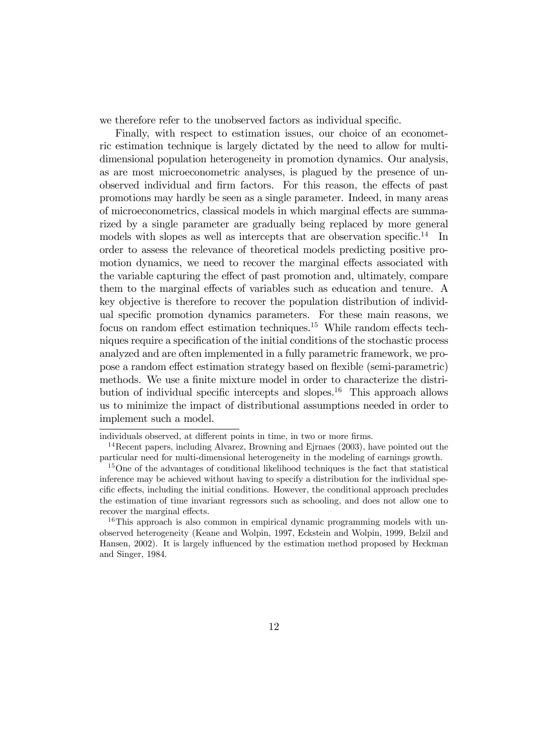we therefore refer to the unobserved factors as individual specific.

Finally, with respect to estimation issues, our choice of an econometric estimation technique is largely dictated by the need to allow for multi-dimensional population heterogeneity in promotion dynamics. Our analysis, as are most microeconometric analyses, is plagued by the presence of unobserved individual and firm factors. For this reason, the effects of past promotions may hardly be seen as a single parameter. Indeed, in many areas of microeconometrics, classical models in which marginal effects are summarized by a single parameter are gradually being replaced by more general models with slopes as well as intercepts that are observation specific.[14] In order to assess the relevance of theoretical models predicting positive promotion dynamics, we need to recover the marginal effects associated with the variable capturing the effect of past promotion and, ultimately, compare them to the marginal effects of variables such as education and tenure. A key objective is therefore to recover the population distribution of individual specific promotion dynamics parameters. For these main reasons, we focus on random effect estimation techniques.[15] While random effects techniques require a specification of the initial conditions of the stochastic process analyzed and are often implemented in a fully parametric framework, we propose a random effect estimation strategy based on flexible (semi-parametric) methods. We use a finite mixture model in order to characterize the distribution of individual specific intercepts and slopes.[16] This approach allows us to minimize the impact of distributional assumptions needed in order to implement such a model.

---

individuals observed, at different points in time, in two or more firms.

[14] Recent papers, including Alvarez, Browning and Ejrnaes (2003), have pointed out the particular need for multi-dimensional heterogeneity in the modeling of earnings growth.

[15] One of the advantages of conditional likelihood techniques is the fact that statistical inference may be achieved without having to specify a distribution for the individual specific effects, including the initial conditions. However, the conditional approach precludes the estimation of time invariant regressors such as schooling, and does not allow one to recover the marginal effects.

[16] This approach is also common in empirical dynamic programming models with unobserved heterogeneity (Keane and Wolpin, 1997, Eckstein and Wolpin, 1999, Belzil and Hansen, 2002). It is largely influenced by the estimation method proposed by Heckman and Singer, 1984.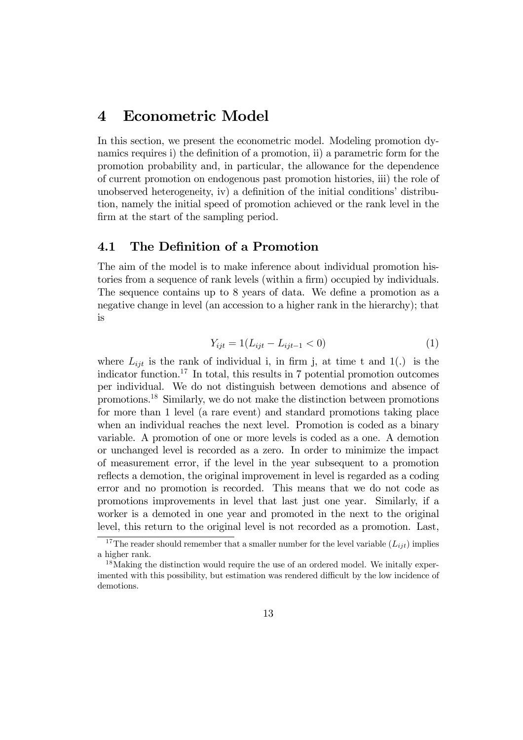# 4 Econometric Model

In this section, we present the econometric model. Modeling promotion dynamics requires i) the definition of a promotion, ii) a parametric form for the promotion probability and, in particular, the allowance for the dependence of current promotion on endogenous past promotion histories, iii) the role of unobserved heterogeneity, iv) a definition of the initial conditions' distribution, namely the initial speed of promotion achieved or the rank level in the firm at the start of the sampling period.

## 4.1 The Definition of a Promotion

The aim of the model is to make inference about individual promotion histories from a sequence of rank levels (within a firm) occupied by individuals. The sequence contains up to 8 years of data. We define a promotion as a negative change in level (an accession to a higher rank in the hierarchy); that is

$$Y_{ijt} = 1(L_{ijt} - L_{ijt-1} < 0) \tag{1}$$

where $L_{ijt}$ is the rank of individual i, in firm j, at time t and 1(.) is the indicator function.[17] In total, this results in 7 potential promotion outcomes per individual. We do not distinguish between demotions and absence of promotions.[18] Similarly, we do not make the distinction between promotions for more than 1 level (a rare event) and standard promotions taking place when an individual reaches the next level. Promotion is coded as a binary variable. A promotion of one or more levels is coded as a one. A demotion or unchanged level is recorded as a zero. In order to minimize the impact of measurement error, if the level in the year subsequent to a promotion reflects a demotion, the original improvement in level is regarded as a coding error and no promotion is recorded. This means that we do not code as promotions improvements in level that last just one year. Similarly, if a worker is a demoted in one year and promoted in the next to the original level, this return to the original level is not recorded as a promotion. Last,

[17] The reader should remember that a smaller number for the level variable ($L_{ijt}$) implies a higher rank.

[18] Making the distinction would require the use of an ordered model. We initally experimented with this possibility, but estimation was rendered difficult by the low incidence of demotions.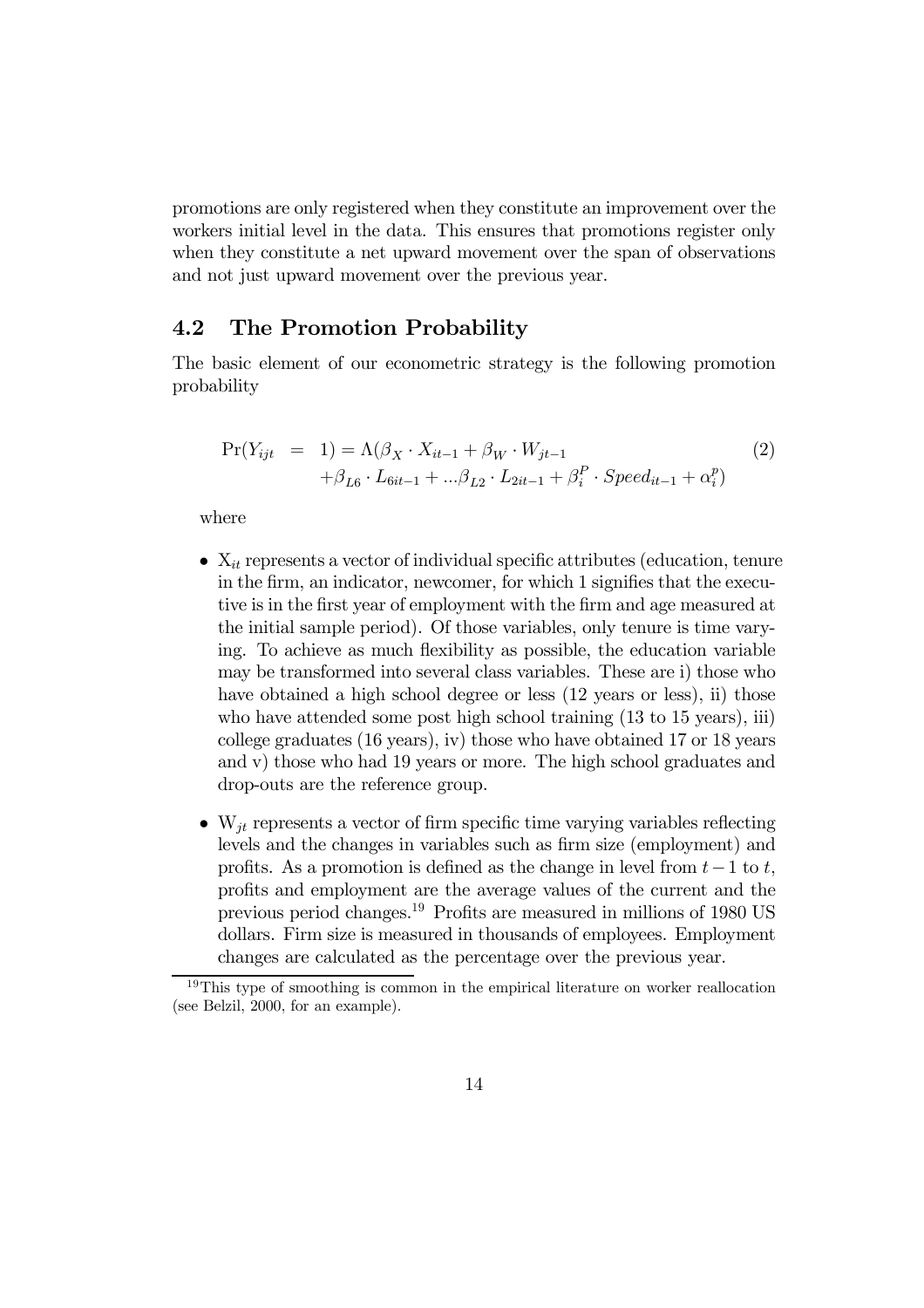promotions are only registered when they constitute an improvement over the workers initial level in the data. This ensures that promotions register only when they constitute a net upward movement over the span of observations and not just upward movement over the previous year.

### 4.2 The Promotion Probability

The basic element of our econometric strategy is the following promotion probability

$$
\begin{aligned}
\Pr(Y_{ijt} &= 1) = \Lambda(\beta_X \cdot X_{it-1} + \beta_W \cdot W_{jt-1} \\
&+ \beta_{L6} \cdot L_{6it-1} + ...\beta_{L2} \cdot L_{2it-1} + \beta_i^P \cdot Speed_{it-1} + \alpha_i^p)
\end{aligned}
\tag{2}
$$

where

- $X_{it}$ represents a vector of individual specific attributes (education, tenure in the firm, an indicator, newcomer, for which 1 signifies that the executive is in the first year of employment with the firm and age measured at the initial sample period). Of those variables, only tenure is time varying. To achieve as much flexibility as possible, the education variable may be transformed into several class variables. These are i) those who have obtained a high school degree or less (12 years or less), ii) those who have attended some post high school training (13 to 15 years), iii) college graduates (16 years), iv) those who have obtained 17 or 18 years and v) those who had 19 years or more. The high school graduates and drop-outs are the reference group.

- $W_{jt}$ represents a vector of firm specific time varying variables reflecting levels and the changes in variables such as firm size (employment) and profits. As a promotion is defined as the change in level from $t-1$ to $t$, profits and employment are the average values of the current and the previous period changes.[19] Profits are measured in millions of 1980 US dollars. Firm size is measured in thousands of employees. Employment changes are calculated as the percentage over the previous year.

[19] This type of smoothing is common in the empirical literature on worker reallocation (see Belzil, 2000, for an example).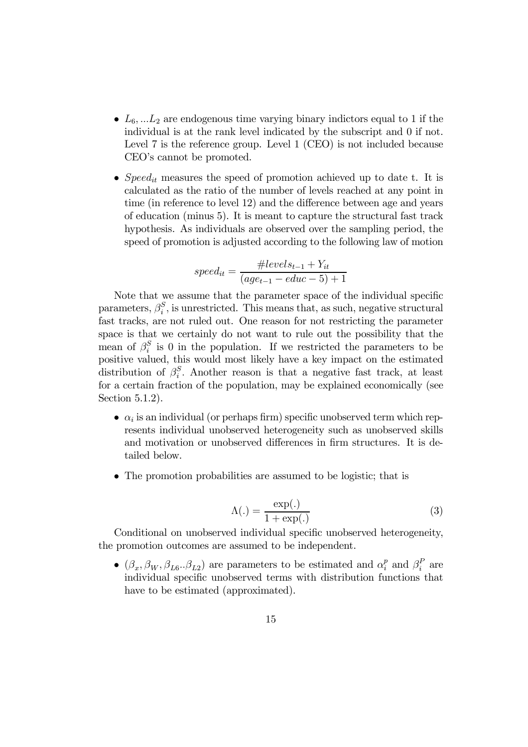- $L_6, ...L_2$ are endogenous time varying binary indictors equal to 1 if the individual is at the rank level indicated by the subscript and 0 if not. Level 7 is the reference group. Level 1 (CEO) is not included because CEO's cannot be promoted.

- $Speed_{it}$ measures the speed of promotion achieved up to date t. It is calculated as the ratio of the number of levels reached at any point in time (in reference to level 12) and the difference between age and years of education (minus 5). It is meant to capture the structural fast track hypothesis. As individuals are observed over the sampling period, the speed of promotion is adjusted according to the following law of motion

$$speed_{it} = \frac{\#levels_{t-1} + Y_{it}}{(age_{t-1} - educ - 5) + 1}$$

Note that we assume that the parameter space of the individual specific parameters, $\beta_i^S$, is unrestricted. This means that, as such, negative structural fast tracks, are not ruled out. One reason for not restricting the parameter space is that we certainly do not want to rule out the possibility that the mean of $\beta_i^S$ is 0 in the population. If we restricted the parameters to be positive valued, this would most likely have a key impact on the estimated distribution of $\beta_i^S$. Another reason is that a negative fast track, at least for a certain fraction of the population, may be explained economically (see Section 5.1.2).

- $\alpha_i$ is an individual (or perhaps firm) specific unobserved term which represents individual unobserved heterogeneity such as unobserved skills and motivation or unobserved differences in firm structures. It is detailed below.

- The promotion probabilities are assumed to be logistic; that is

$$\Lambda(.) = \frac{\exp(.)}{1 + \exp(.)} \tag{3}$$

Conditional on unobserved individual specific unobserved heterogeneity, the promotion outcomes are assumed to be independent.

- $(\beta_x, \beta_W, \beta_{L6}..\beta_{L2})$ are parameters to be estimated and $\alpha_i^p$ and $\beta_i^P$ are individual specific unobserved terms with distribution functions that have to be estimated (approximated).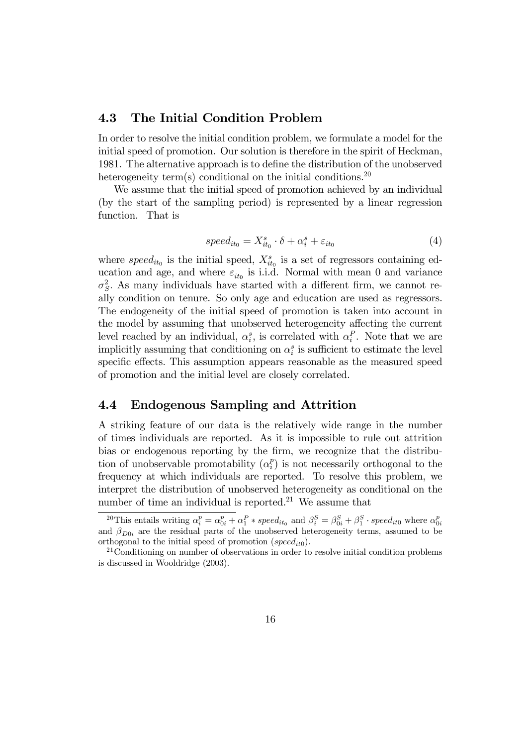### 4.3 The Initial Condition Problem

In order to resolve the initial condition problem, we formulate a model for the initial speed of promotion. Our solution is therefore in the spirit of Heckman, 1981. The alternative approach is to define the distribution of the unobserved heterogeneity term(s) conditional on the initial conditions.[20]

We assume that the initial speed of promotion achieved by an individual (by the start of the sampling period) is represented by a linear regression function. That is

$$speed_{it_0} = X^s_{it_0} \cdot \delta + \alpha^s_i + \varepsilon_{it_0} \tag{4}$$

where $speed_{it_0}$ is the initial speed, $X^s_{it_0}$ is a set of regressors containing education and age, and where $\varepsilon_{it_0}$ is i.i.d. Normal with mean 0 and variance $\sigma^2_S$. As many individuals have started with a different firm, we cannot really condition on tenure. So only age and education are used as regressors. The endogeneity of the initial speed of promotion is taken into account in the model by assuming that unobserved heterogeneity affecting the current level reached by an individual, $\alpha^s_i$, is correlated with $\alpha^P_i$. Note that we are implicitly assuming that conditioning on $\alpha^s_i$ is sufficient to estimate the level specific effects. This assumption appears reasonable as the measured speed of promotion and the initial level are closely correlated.

### 4.4 Endogenous Sampling and Attrition

A striking feature of our data is the relatively wide range in the number of times individuals are reported. As it is impossible to rule out attrition bias or endogenous reporting by the firm, we recognize that the distribution of unobservable promotability ($\alpha^p_i$) is not necessarily orthogonal to the frequency at which individuals are reported. To resolve this problem, we interpret the distribution of unobserved heterogeneity as conditional on the number of time an individual is reported.[21] We assume that

---

[20] This entails writing $\alpha^p_i = \alpha^p_{0i} + \alpha^P_1 * speed_{it_0}$ and $\beta^S_i = \beta^S_{0i} + \beta^S_1 \cdot speed_{it0}$ where $\alpha^p_{0i}$ and $\beta_{D0i}$ are the residual parts of the unobserved heterogeneity terms, assumed to be orthogonal to the initial speed of promotion ($speed_{it0}$).

[21] Conditioning on number of observations in order to resolve initial condition problems is discussed in Wooldridge (2003).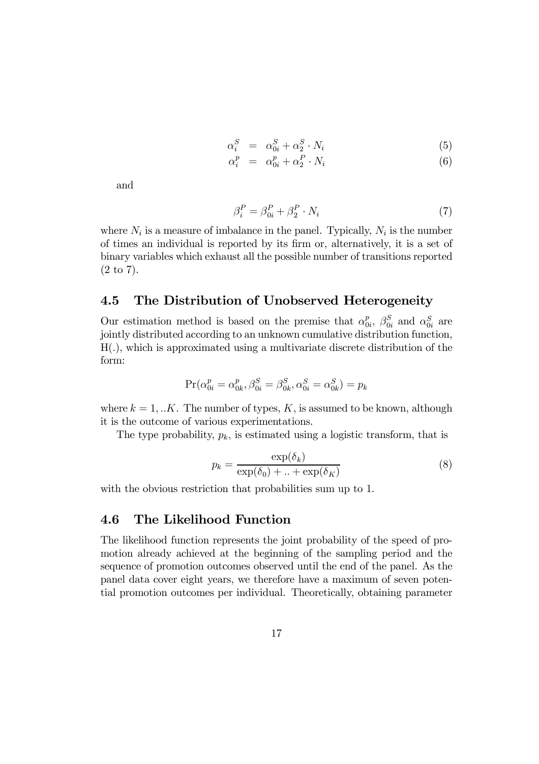$$\alpha_i^S = \alpha_{0i}^S + \alpha_2^S \cdot N_i \tag{5}$$
$$\alpha_i^p = \alpha_{0i}^p + \alpha_2^P \cdot N_i \tag{6}$$

and

$$\beta_i^P = \beta_{0i}^P + \beta_2^P \cdot N_i \tag{7}$$

where $N_i$ is a measure of imbalance in the panel. Typically, $N_i$ is the number of times an individual is reported by its firm or, alternatively, it is a set of binary variables which exhaust all the possible number of transitions reported (2 to 7).

## 4.5 The Distribution of Unobserved Heterogeneity

Our estimation method is based on the premise that $\alpha_{0i}^p$, $\beta_{0i}^S$ and $\alpha_{0i}^S$ are jointly distributed according to an unknown cumulative distribution function, H(.), which is approximated using a multivariate discrete distribution of the form:

$$\Pr(\alpha_{0i}^p = \alpha_{0k}^p, \beta_{0i}^S = \beta_{0k}^S, \alpha_{0i}^S = \alpha_{0k}^S) = p_k$$

where $k = 1, ..K$. The number of types, $K$, is assumed to be known, although it is the outcome of various experimentations.

The type probability, $p_k$, is estimated using a logistic transform, that is

$$p_k = \frac{\exp(\delta_k)}{\exp(\delta_0) + .. + \exp(\delta_K)} \tag{8}$$

with the obvious restriction that probabilities sum up to 1.

## 4.6 The Likelihood Function

The likelihood function represents the joint probability of the speed of promotion already achieved at the beginning of the sampling period and the sequence of promotion outcomes observed until the end of the panel. As the panel data cover eight years, we therefore have a maximum of seven potential promotion outcomes per individual. Theoretically, obtaining parameter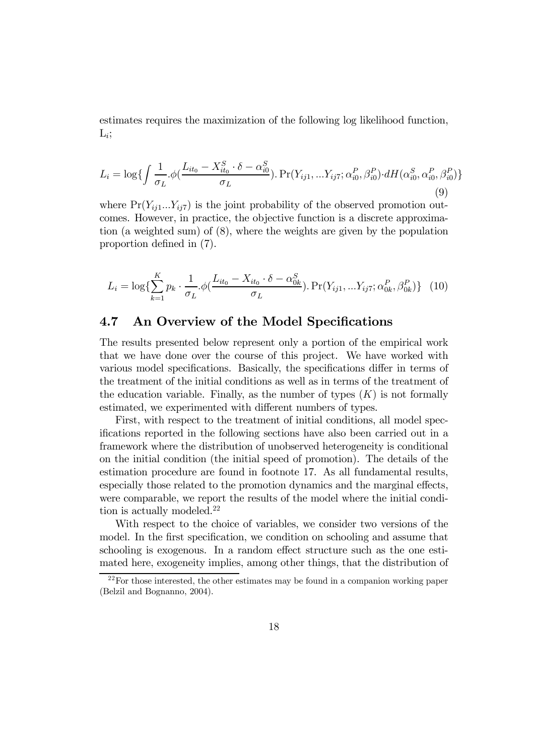estimates requires the maximization of the following log likelihood function, $L_i$;

$$L_i = \log\{\int \frac{1}{\sigma_L}.\phi(\frac{L_{it_0} - X_{it_0}^S \cdot \delta - \alpha_{i0}^S}{\sigma_L}). \Pr(Y_{ij1},...Y_{ij7};\alpha_{i0}^P,\beta_{i0}^P)\cdot dH(\alpha_{i0}^S,\alpha_{i0}^P,\beta_{i0}^P)\} \tag{9}$$

where $\Pr(Y_{ij1}...Y_{ij7})$ is the joint probability of the observed promotion outcomes. However, in practice, the objective function is a discrete approximation (a weighted sum) of (8), where the weights are given by the population proportion defined in (7).

$$L_i = \log\{\sum_{k=1}^{K} p_k \cdot \frac{1}{\sigma_L}.\phi(\frac{L_{it_0} - X_{it_0} \cdot \delta - \alpha_{0k}^S}{\sigma_L}). \Pr(Y_{ij1},...Y_{ij7};\alpha_{0k}^P,\beta_{0k}^P)\} \tag{10}$$

## 4.7 An Overview of the Model Specifications

The results presented below represent only a portion of the empirical work that we have done over the course of this project. We have worked with various model specifications. Basically, the specifications differ in terms of the treatment of the initial conditions as well as in terms of the treatment of the education variable. Finally, as the number of types ($K$) is not formally estimated, we experimented with different numbers of types.

First, with respect to the treatment of initial conditions, all model specifications reported in the following sections have also been carried out in a framework where the distribution of unobserved heterogeneity is conditional on the initial condition (the initial speed of promotion). The details of the estimation procedure are found in footnote 17. As all fundamental results, especially those related to the promotion dynamics and the marginal effects, were comparable, we report the results of the model where the initial condition is actually modeled.[22]

With respect to the choice of variables, we consider two versions of the model. In the first specification, we condition on schooling and assume that schooling is exogenous. In a random effect structure such as the one estimated here, exogeneity implies, among other things, that the distribution of

[22] For those interested, the other estimates may be found in a companion working paper (Belzil and Bognanno, 2004).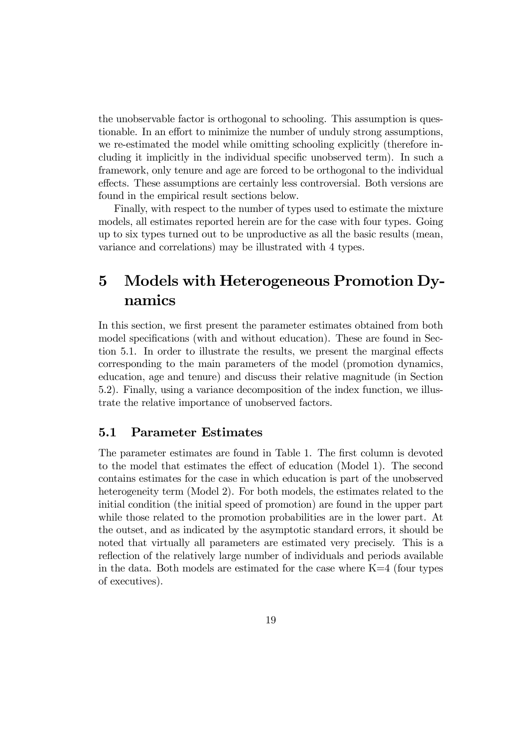the unobservable factor is orthogonal to schooling. This assumption is questionable. In an effort to minimize the number of unduly strong assumptions, we re-estimated the model while omitting schooling explicitly (therefore including it implicitly in the individual specific unobserved term). In such a framework, only tenure and age are forced to be orthogonal to the individual effects. These assumptions are certainly less controversial. Both versions are found in the empirical result sections below.

Finally, with respect to the number of types used to estimate the mixture models, all estimates reported herein are for the case with four types. Going up to six types turned out to be unproductive as all the basic results (mean, variance and correlations) may be illustrated with 4 types.

# 5 Models with Heterogeneous Promotion Dynamics

In this section, we first present the parameter estimates obtained from both model specifications (with and without education). These are found in Section 5.1. In order to illustrate the results, we present the marginal effects corresponding to the main parameters of the model (promotion dynamics, education, age and tenure) and discuss their relative magnitude (in Section 5.2). Finally, using a variance decomposition of the index function, we illustrate the relative importance of unobserved factors.

## 5.1 Parameter Estimates

The parameter estimates are found in Table 1. The first column is devoted to the model that estimates the effect of education (Model 1). The second contains estimates for the case in which education is part of the unobserved heterogeneity term (Model 2). For both models, the estimates related to the initial condition (the initial speed of promotion) are found in the upper part while those related to the promotion probabilities are in the lower part. At the outset, and as indicated by the asymptotic standard errors, it should be noted that virtually all parameters are estimated very precisely. This is a reflection of the relatively large number of individuals and periods available in the data. Both models are estimated for the case where K=4 (four types of executives).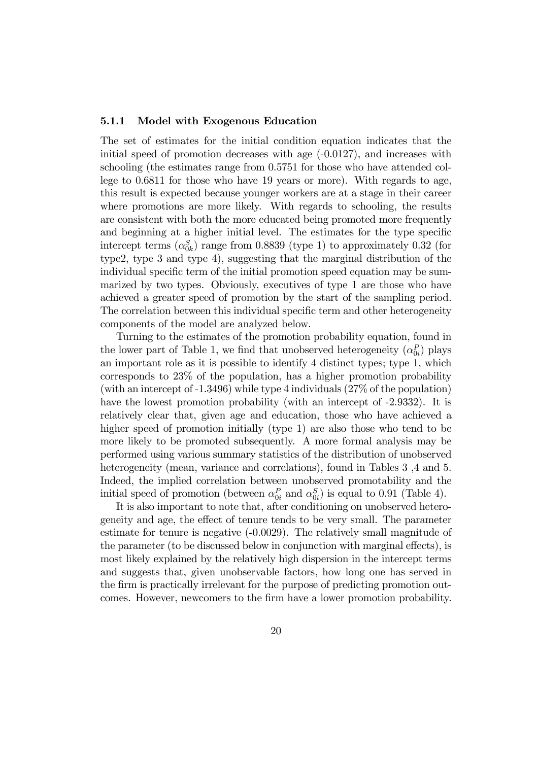### 5.1.1 Model with Exogenous Education

The set of estimates for the initial condition equation indicates that the initial speed of promotion decreases with age (-0.0127), and increases with schooling (the estimates range from 0.5751 for those who have attended college to 0.6811 for those who have 19 years or more). With regards to age, this result is expected because younger workers are at a stage in their career where promotions are more likely. With regards to schooling, the results are consistent with both the more educated being promoted more frequently and beginning at a higher initial level. The estimates for the type specific intercept terms ($\alpha^S_{0k}$) range from 0.8839 (type 1) to approximately 0.32 (for type2, type 3 and type 4), suggesting that the marginal distribution of the individual specific term of the initial promotion speed equation may be summarized by two types. Obviously, executives of type 1 are those who have achieved a greater speed of promotion by the start of the sampling period. The correlation between this individual specific term and other heterogeneity components of the model are analyzed below.

Turning to the estimates of the promotion probability equation, found in the lower part of Table 1, we find that unobserved heterogeneity ($\alpha^P_{0i}$) plays an important role as it is possible to identify 4 distinct types; type 1, which corresponds to 23% of the population, has a higher promotion probability (with an intercept of -1.3496) while type 4 individuals (27% of the population) have the lowest promotion probability (with an intercept of -2.9332). It is relatively clear that, given age and education, those who have achieved a higher speed of promotion initially (type 1) are also those who tend to be more likely to be promoted subsequently. A more formal analysis may be performed using various summary statistics of the distribution of unobserved heterogeneity (mean, variance and correlations), found in Tables 3 ,4 and 5. Indeed, the implied correlation between unobserved promotability and the initial speed of promotion (between $\alpha^P_{0i}$ and $\alpha^S_{0i}$) is equal to 0.91 (Table 4).

It is also important to note that, after conditioning on unobserved heterogeneity and age, the effect of tenure tends to be very small. The parameter estimate for tenure is negative (-0.0029). The relatively small magnitude of the parameter (to be discussed below in conjunction with marginal effects), is most likely explained by the relatively high dispersion in the intercept terms and suggests that, given unobservable factors, how long one has served in the firm is practically irrelevant for the purpose of predicting promotion outcomes. However, newcomers to the firm have a lower promotion probability.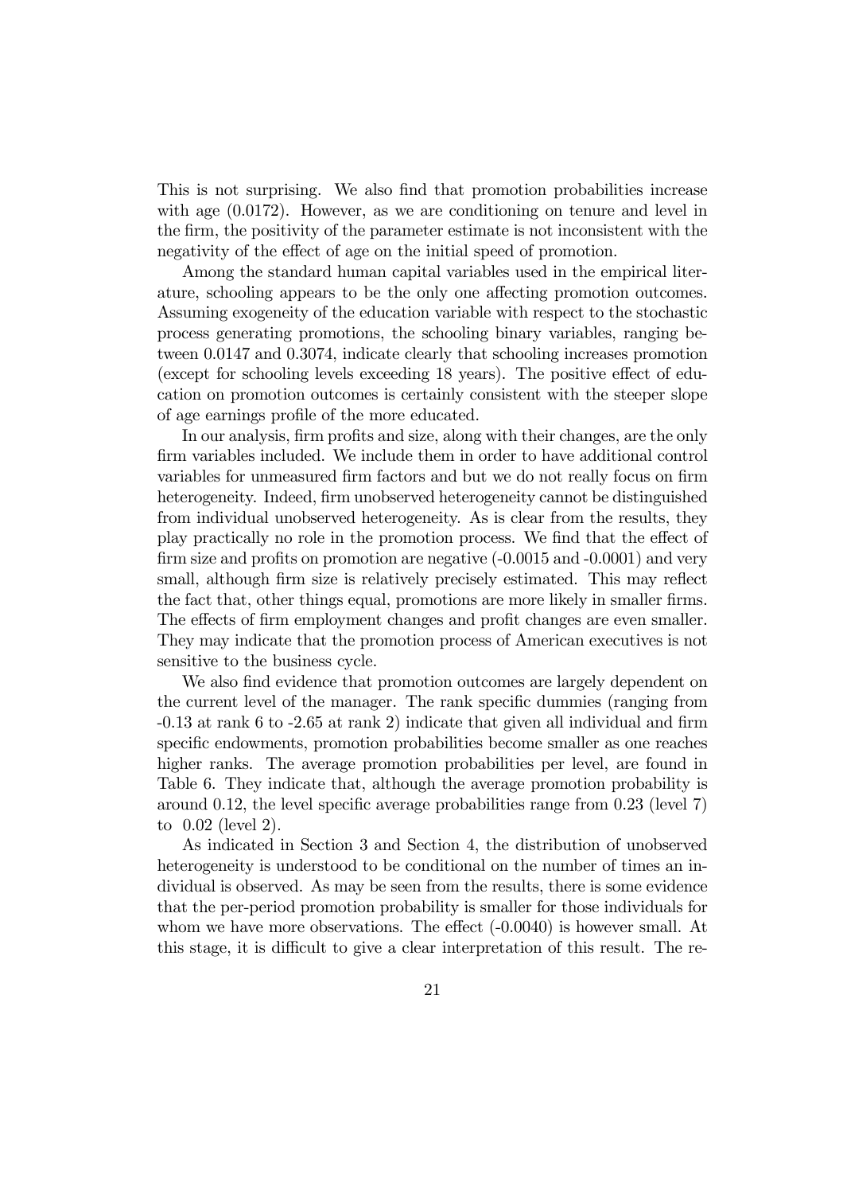This is not surprising. We also find that promotion probabilities increase with age (0.0172). However, as we are conditioning on tenure and level in the firm, the positivity of the parameter estimate is not inconsistent with the negativity of the effect of age on the initial speed of promotion.

Among the standard human capital variables used in the empirical literature, schooling appears to be the only one affecting promotion outcomes. Assuming exogeneity of the education variable with respect to the stochastic process generating promotions, the schooling binary variables, ranging between 0.0147 and 0.3074, indicate clearly that schooling increases promotion (except for schooling levels exceeding 18 years). The positive effect of education on promotion outcomes is certainly consistent with the steeper slope of age earnings profile of the more educated.

In our analysis, firm profits and size, along with their changes, are the only firm variables included. We include them in order to have additional control variables for unmeasured firm factors and but we do not really focus on firm heterogeneity. Indeed, firm unobserved heterogeneity cannot be distinguished from individual unobserved heterogeneity. As is clear from the results, they play practically no role in the promotion process. We find that the effect of firm size and profits on promotion are negative (-0.0015 and -0.0001) and very small, although firm size is relatively precisely estimated. This may reflect the fact that, other things equal, promotions are more likely in smaller firms. The effects of firm employment changes and profit changes are even smaller. They may indicate that the promotion process of American executives is not sensitive to the business cycle.

We also find evidence that promotion outcomes are largely dependent on the current level of the manager. The rank specific dummies (ranging from -0.13 at rank 6 to -2.65 at rank 2) indicate that given all individual and firm specific endowments, promotion probabilities become smaller as one reaches higher ranks. The average promotion probabilities per level, are found in Table 6. They indicate that, although the average promotion probability is around 0.12, the level specific average probabilities range from 0.23 (level 7) to 0.02 (level 2).

As indicated in Section 3 and Section 4, the distribution of unobserved heterogeneity is understood to be conditional on the number of times an individual is observed. As may be seen from the results, there is some evidence that the per-period promotion probability is smaller for those individuals for whom we have more observations. The effect (-0.0040) is however small. At this stage, it is difficult to give a clear interpretation of this result. The re-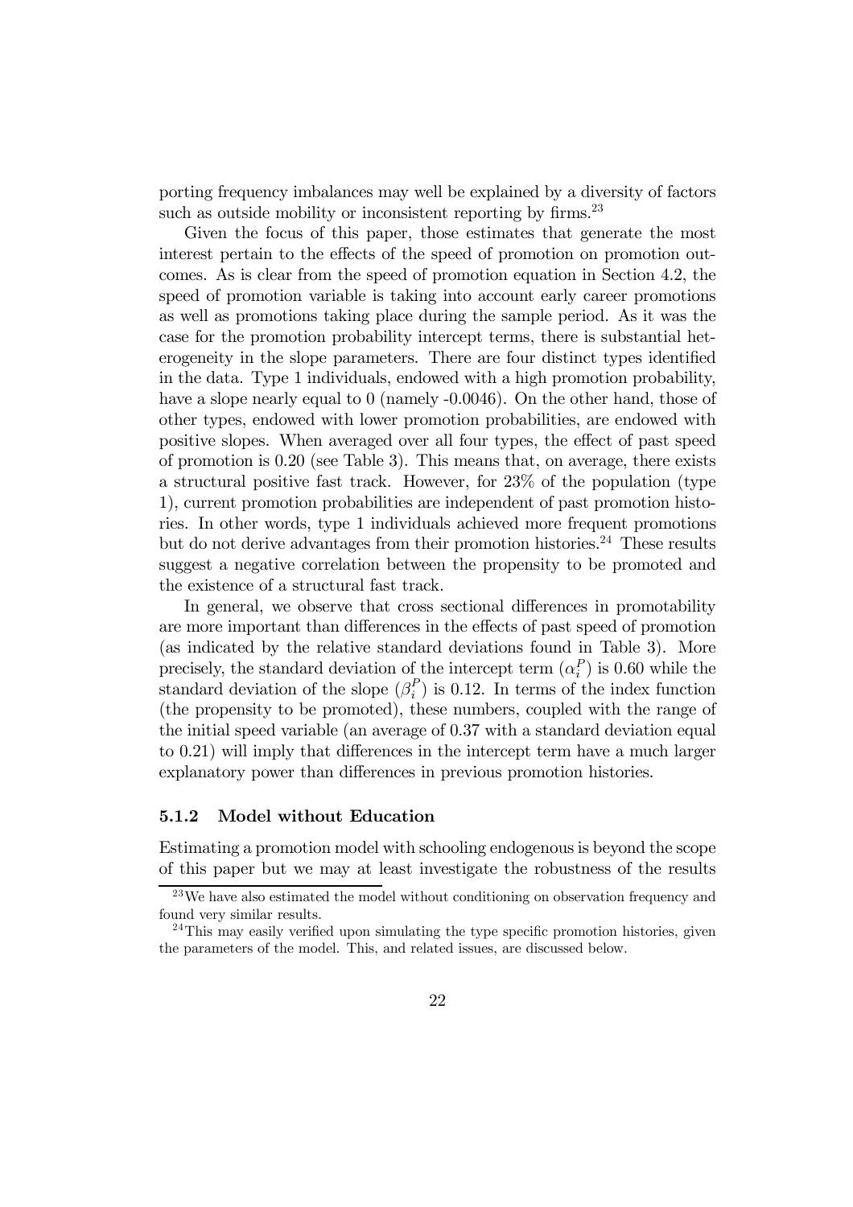porting frequency imbalances may well be explained by a diversity of factors such as outside mobility or inconsistent reporting by firms.[23]

Given the focus of this paper, those estimates that generate the most interest pertain to the effects of the speed of promotion on promotion outcomes. As is clear from the speed of promotion equation in Section 4.2, the speed of promotion variable is taking into account early career promotions as well as promotions taking place during the sample period. As it was the case for the promotion probability intercept terms, there is substantial heterogeneity in the slope parameters. There are four distinct types identified in the data. Type 1 individuals, endowed with a high promotion probability, have a slope nearly equal to 0 (namely -0.0046). On the other hand, those of other types, endowed with lower promotion probabilities, are endowed with positive slopes. When averaged over all four types, the effect of past speed of promotion is 0.20 (see Table 3). This means that, on average, there exists a structural positive fast track. However, for 23% of the population (type 1), current promotion probabilities are independent of past promotion histories. In other words, type 1 individuals achieved more frequent promotions but do not derive advantages from their promotion histories.[24] These results suggest a negative correlation between the propensity to be promoted and the existence of a structural fast track.

In general, we observe that cross sectional differences in promotability are more important than differences in the effects of past speed of promotion (as indicated by the relative standard deviations found in Table 3). More precisely, the standard deviation of the intercept term ($\alpha_i^P$) is 0.60 while the standard deviation of the slope ($\beta_i^P$) is 0.12. In terms of the index function (the propensity to be promoted), these numbers, coupled with the range of the initial speed variable (an average of 0.37 with a standard deviation equal to 0.21) will imply that differences in the intercept term have a much larger explanatory power than differences in previous promotion histories.

### 5.1.2 Model without Education

Estimating a promotion model with schooling endogenous is beyond the scope of this paper but we may at least investigate the robustness of the results

[23] We have also estimated the model without conditioning on observation frequency and found very similar results.

[24] This may easily verified upon simulating the type specific promotion histories, given the parameters of the model. This, and related issues, are discussed below.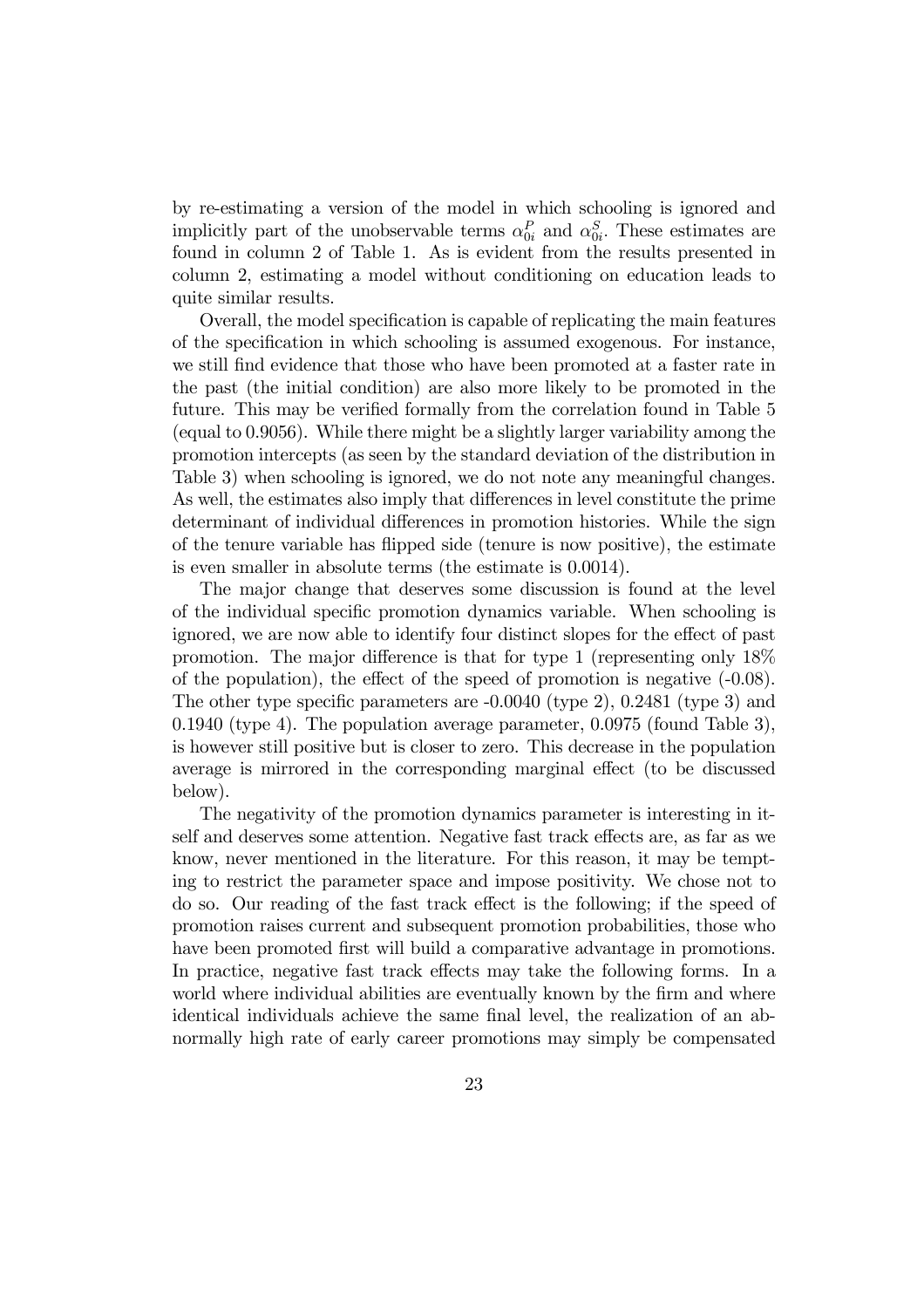by re-estimating a version of the model in which schooling is ignored and implicitly part of the unobservable terms $\alpha_{0i}^{P}$ and $\alpha_{0i}^{S}$. These estimates are found in column 2 of Table 1. As is evident from the results presented in column 2, estimating a model without conditioning on education leads to quite similar results.

Overall, the model specification is capable of replicating the main features of the specification in which schooling is assumed exogenous. For instance, we still find evidence that those who have been promoted at a faster rate in the past (the initial condition) are also more likely to be promoted in the future. This may be verified formally from the correlation found in Table 5 (equal to 0.9056). While there might be a slightly larger variability among the promotion intercepts (as seen by the standard deviation of the distribution in Table 3) when schooling is ignored, we do not note any meaningful changes. As well, the estimates also imply that differences in level constitute the prime determinant of individual differences in promotion histories. While the sign of the tenure variable has flipped side (tenure is now positive), the estimate is even smaller in absolute terms (the estimate is 0.0014).

The major change that deserves some discussion is found at the level of the individual specific promotion dynamics variable. When schooling is ignored, we are now able to identify four distinct slopes for the effect of past promotion. The major difference is that for type 1 (representing only 18% of the population), the effect of the speed of promotion is negative (-0.08). The other type specific parameters are -0.0040 (type 2), 0.2481 (type 3) and 0.1940 (type 4). The population average parameter, 0.0975 (found Table 3), is however still positive but is closer to zero. This decrease in the population average is mirrored in the corresponding marginal effect (to be discussed below).

The negativity of the promotion dynamics parameter is interesting in itself and deserves some attention. Negative fast track effects are, as far as we know, never mentioned in the literature. For this reason, it may be tempting to restrict the parameter space and impose positivity. We chose not to do so. Our reading of the fast track effect is the following; if the speed of promotion raises current and subsequent promotion probabilities, those who have been promoted first will build a comparative advantage in promotions. In practice, negative fast track effects may take the following forms. In a world where individual abilities are eventually known by the firm and where identical individuals achieve the same final level, the realization of an abnormally high rate of early career promotions may simply be compensated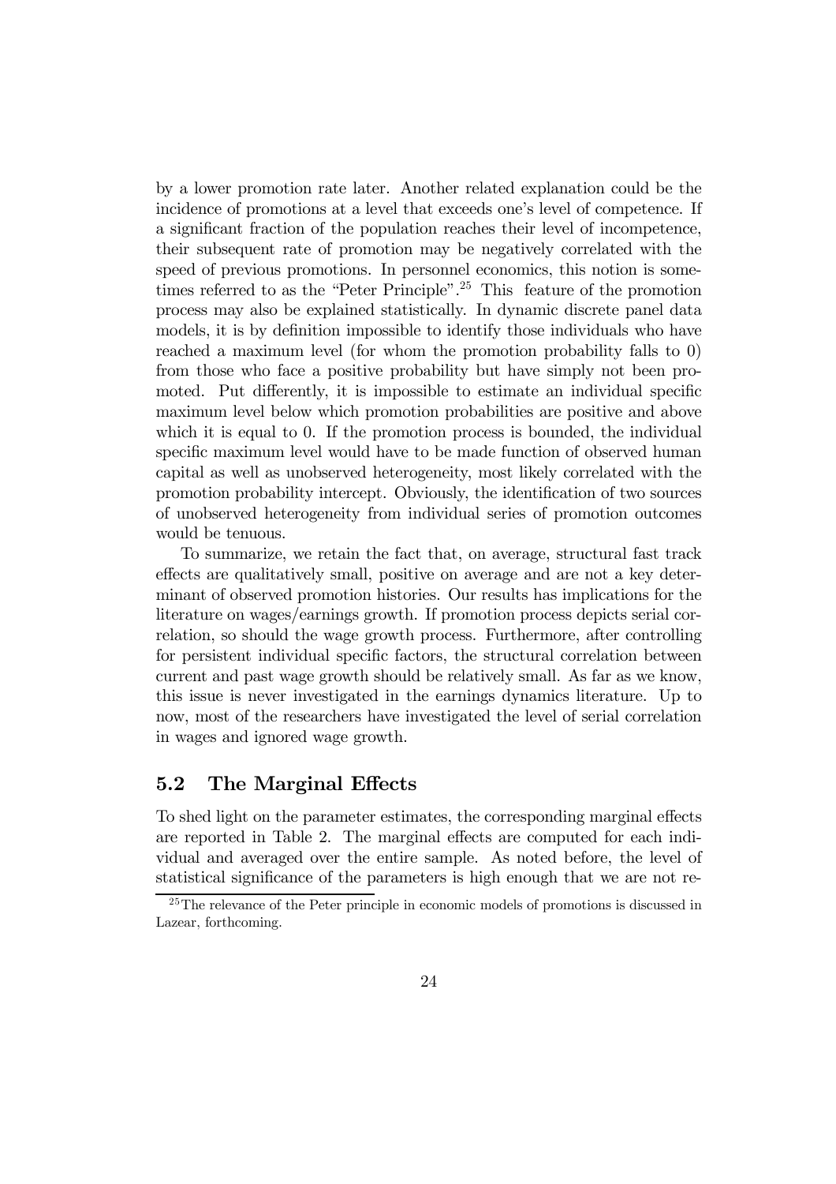by a lower promotion rate later. Another related explanation could be the incidence of promotions at a level that exceeds one's level of competence. If a significant fraction of the population reaches their level of incompetence, their subsequent rate of promotion may be negatively correlated with the speed of previous promotions. In personnel economics, this notion is sometimes referred to as the "Peter Principle".[25] This feature of the promotion process may also be explained statistically. In dynamic discrete panel data models, it is by definition impossible to identify those individuals who have reached a maximum level (for whom the promotion probability falls to 0) from those who face a positive probability but have simply not been promoted. Put differently, it is impossible to estimate an individual specific maximum level below which promotion probabilities are positive and above which it is equal to 0. If the promotion process is bounded, the individual specific maximum level would have to be made function of observed human capital as well as unobserved heterogeneity, most likely correlated with the promotion probability intercept. Obviously, the identification of two sources of unobserved heterogeneity from individual series of promotion outcomes would be tenuous.

To summarize, we retain the fact that, on average, structural fast track effects are qualitatively small, positive on average and are not a key determinant of observed promotion histories. Our results has implications for the literature on wages/earnings growth. If promotion process depicts serial correlation, so should the wage growth process. Furthermore, after controlling for persistent individual specific factors, the structural correlation between current and past wage growth should be relatively small. As far as we know, this issue is never investigated in the earnings dynamics literature. Up to now, most of the researchers have investigated the level of serial correlation in wages and ignored wage growth.

## 5.2 The Marginal Effects

To shed light on the parameter estimates, the corresponding marginal effects are reported in Table 2. The marginal effects are computed for each individual and averaged over the entire sample. As noted before, the level of statistical significance of the parameters is high enough that we are not re-

[25] The relevance of the Peter principle in economic models of promotions is discussed in Lazear, forthcoming.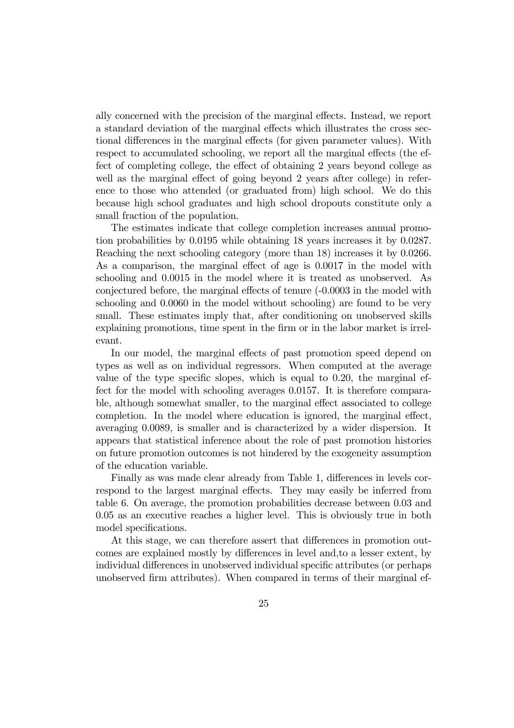ally concerned with the precision of the marginal effects. Instead, we report a standard deviation of the marginal effects which illustrates the cross sectional differences in the marginal effects (for given parameter values). With respect to accumulated schooling, we report all the marginal effects (the effect of completing college, the effect of obtaining 2 years beyond college as well as the marginal effect of going beyond 2 years after college) in reference to those who attended (or graduated from) high school. We do this because high school graduates and high school dropouts constitute only a small fraction of the population.

The estimates indicate that college completion increases annual promotion probabilities by 0.0195 while obtaining 18 years increases it by 0.0287. Reaching the next schooling category (more than 18) increases it by 0.0266. As a comparison, the marginal effect of age is 0.0017 in the model with schooling and 0.0015 in the model where it is treated as unobserved. As conjectured before, the marginal effects of tenure (-0.0003 in the model with schooling and 0.0060 in the model without schooling) are found to be very small. These estimates imply that, after conditioning on unobserved skills explaining promotions, time spent in the firm or in the labor market is irrelevant.

In our model, the marginal effects of past promotion speed depend on types as well as on individual regressors. When computed at the average value of the type specific slopes, which is equal to 0.20, the marginal effect for the model with schooling averages 0.0157. It is therefore comparable, although somewhat smaller, to the marginal effect associated to college completion. In the model where education is ignored, the marginal effect, averaging 0.0089, is smaller and is characterized by a wider dispersion. It appears that statistical inference about the role of past promotion histories on future promotion outcomes is not hindered by the exogeneity assumption of the education variable.

Finally as was made clear already from Table 1, differences in levels correspond to the largest marginal effects. They may easily be inferred from table 6. On average, the promotion probabilities decrease between 0.03 and 0.05 as an executive reaches a higher level. This is obviously true in both model specifications.

At this stage, we can therefore assert that differences in promotion outcomes are explained mostly by differences in level and,to a lesser extent, by individual differences in unobserved individual specific attributes (or perhaps unobserved firm attributes). When compared in terms of their marginal ef-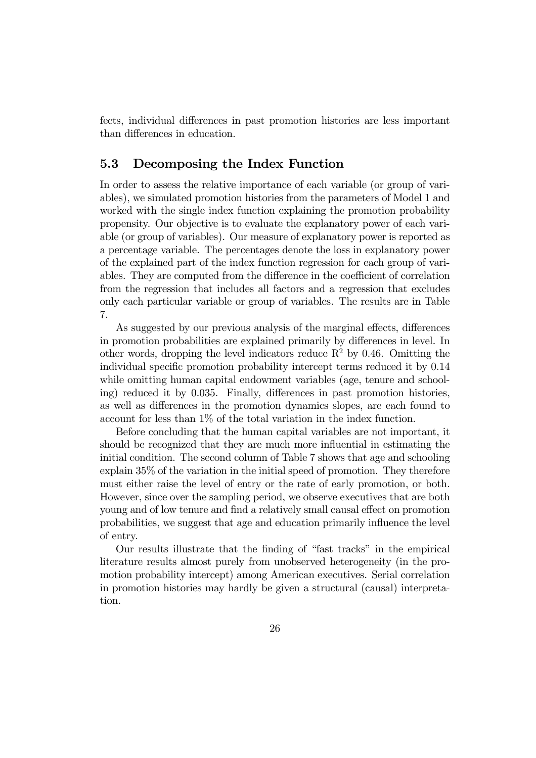fects, individual differences in past promotion histories are less important than differences in education.

### 5.3 Decomposing the Index Function

In order to assess the relative importance of each variable (or group of variables), we simulated promotion histories from the parameters of Model 1 and worked with the single index function explaining the promotion probability propensity. Our objective is to evaluate the explanatory power of each variable (or group of variables). Our measure of explanatory power is reported as a percentage variable. The percentages denote the loss in explanatory power of the explained part of the index function regression for each group of variables. They are computed from the difference in the coefficient of correlation from the regression that includes all factors and a regression that excludes only each particular variable or group of variables. The results are in Table 7.

As suggested by our previous analysis of the marginal effects, differences in promotion probabilities are explained primarily by differences in level. In other words, dropping the level indicators reduce $R^2$ by 0.46. Omitting the individual specific promotion probability intercept terms reduced it by 0.14 while omitting human capital endowment variables (age, tenure and schooling) reduced it by 0.035. Finally, differences in past promotion histories, as well as differences in the promotion dynamics slopes, are each found to account for less than 1% of the total variation in the index function.

Before concluding that the human capital variables are not important, it should be recognized that they are much more influential in estimating the initial condition. The second column of Table 7 shows that age and schooling explain 35% of the variation in the initial speed of promotion. They therefore must either raise the level of entry or the rate of early promotion, or both. However, since over the sampling period, we observe executives that are both young and of low tenure and find a relatively small causal effect on promotion probabilities, we suggest that age and education primarily influence the level of entry.

Our results illustrate that the finding of "fast tracks" in the empirical literature results almost purely from unobserved heterogeneity (in the promotion probability intercept) among American executives. Serial correlation in promotion histories may hardly be given a structural (causal) interpretation.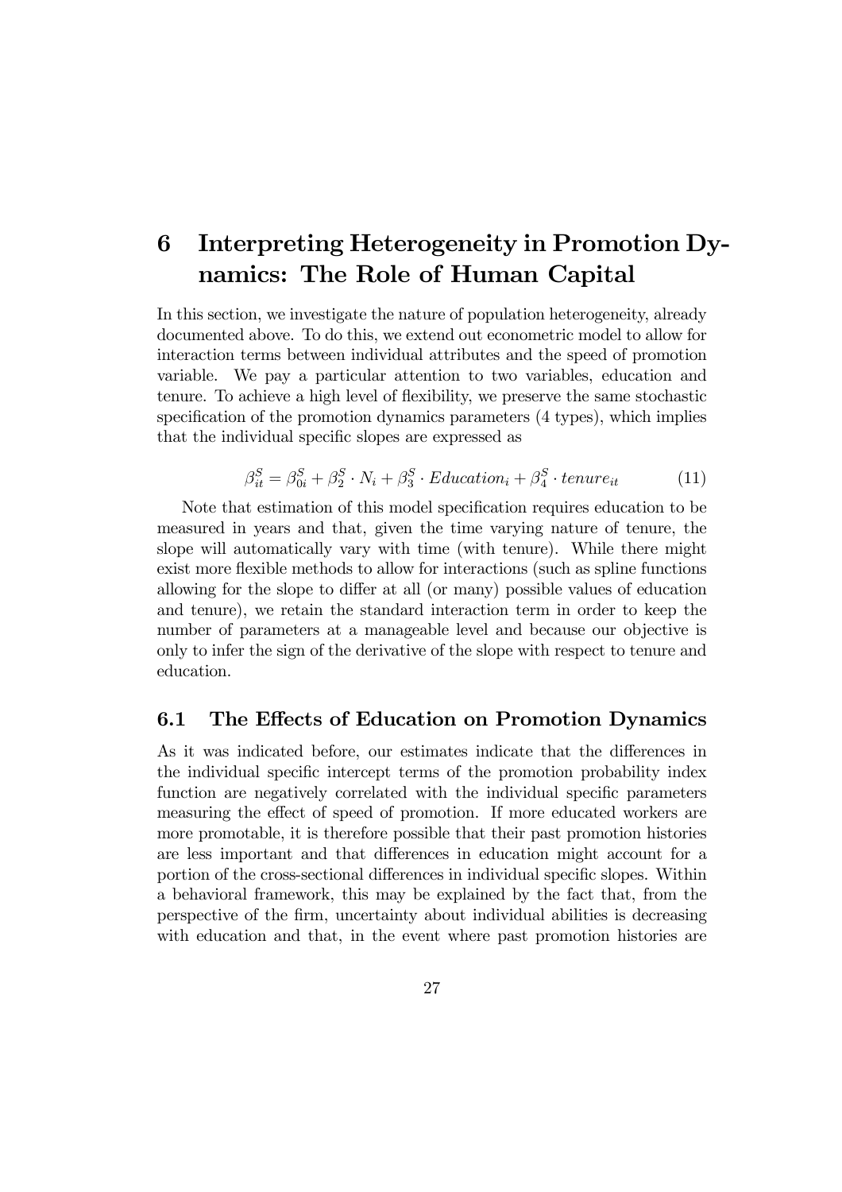# 6 Interpreting Heterogeneity in Promotion Dynamics: The Role of Human Capital

In this section, we investigate the nature of population heterogeneity, already documented above. To do this, we extend out econometric model to allow for interaction terms between individual attributes and the speed of promotion variable. We pay a particular attention to two variables, education and tenure. To achieve a high level of flexibility, we preserve the same stochastic specification of the promotion dynamics parameters (4 types), which implies that the individual specific slopes are expressed as

$$\beta_{it}^{S} = \beta_{0i}^{S} + \beta_{2}^{S} \cdot N_i + \beta_{3}^{S} \cdot Education_i + \beta_{4}^{S} \cdot tenure_{it} \tag{11}$$

Note that estimation of this model specification requires education to be measured in years and that, given the time varying nature of tenure, the slope will automatically vary with time (with tenure). While there might exist more flexible methods to allow for interactions (such as spline functions allowing for the slope to differ at all (or many) possible values of education and tenure), we retain the standard interaction term in order to keep the number of parameters at a manageable level and because our objective is only to infer the sign of the derivative of the slope with respect to tenure and education.

## 6.1 The Effects of Education on Promotion Dynamics

As it was indicated before, our estimates indicate that the differences in the individual specific intercept terms of the promotion probability index function are negatively correlated with the individual specific parameters measuring the effect of speed of promotion. If more educated workers are more promotable, it is therefore possible that their past promotion histories are less important and that differences in education might account for a portion of the cross-sectional differences in individual specific slopes. Within a behavioral framework, this may be explained by the fact that, from the perspective of the firm, uncertainty about individual abilities is decreasing with education and that, in the event where past promotion histories are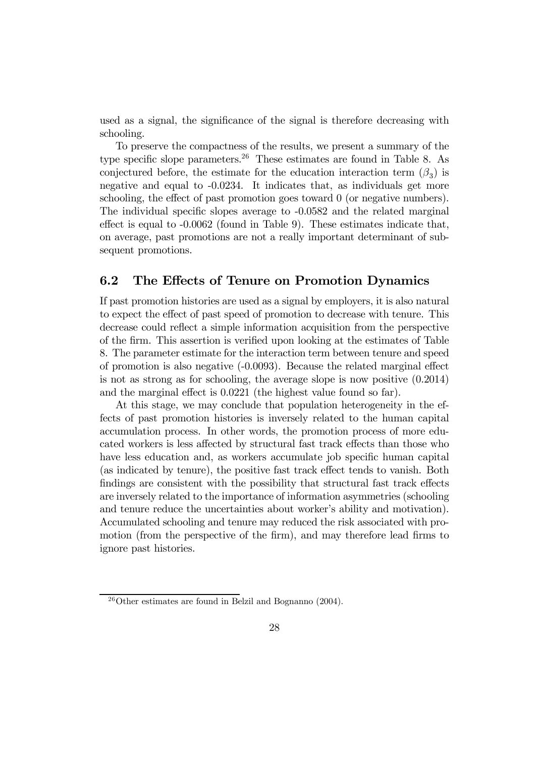used as a signal, the significance of the signal is therefore decreasing with schooling.

To preserve the compactness of the results, we present a summary of the type specific slope parameters.[26] These estimates are found in Table 8. As conjectured before, the estimate for the education interaction term ($\beta_3$) is negative and equal to -0.0234. It indicates that, as individuals get more schooling, the effect of past promotion goes toward 0 (or negative numbers). The individual specific slopes average to -0.0582 and the related marginal effect is equal to -0.0062 (found in Table 9). These estimates indicate that, on average, past promotions are not a really important determinant of subsequent promotions.

## 6.2 The Effects of Tenure on Promotion Dynamics

If past promotion histories are used as a signal by employers, it is also natural to expect the effect of past speed of promotion to decrease with tenure. This decrease could reflect a simple information acquisition from the perspective of the firm. This assertion is verified upon looking at the estimates of Table 8. The parameter estimate for the interaction term between tenure and speed of promotion is also negative (-0.0093). Because the related marginal effect is not as strong as for schooling, the average slope is now positive (0.2014) and the marginal effect is 0.0221 (the highest value found so far).

At this stage, we may conclude that population heterogeneity in the effects of past promotion histories is inversely related to the human capital accumulation process. In other words, the promotion process of more educated workers is less affected by structural fast track effects than those who have less education and, as workers accumulate job specific human capital (as indicated by tenure), the positive fast track effect tends to vanish. Both findings are consistent with the possibility that structural fast track effects are inversely related to the importance of information asymmetries (schooling and tenure reduce the uncertainties about worker's ability and motivation). Accumulated schooling and tenure may reduced the risk associated with promotion (from the perspective of the firm), and may therefore lead firms to ignore past histories.

[26]Other estimates are found in Belzil and Bognanno (2004).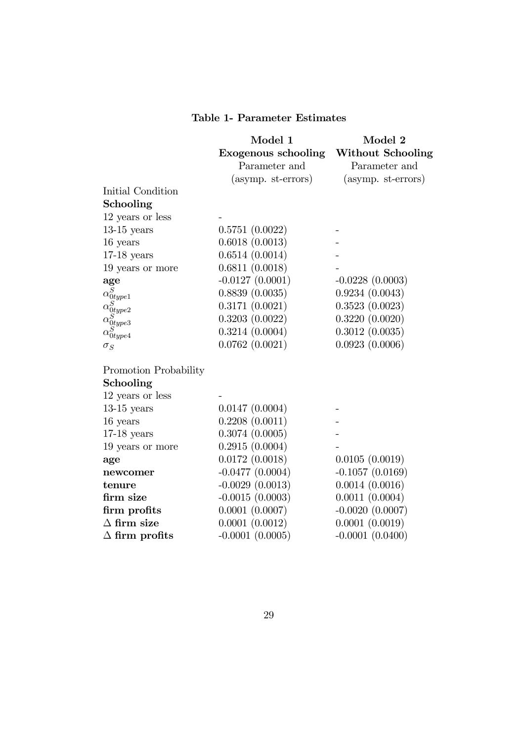**Table 1- Parameter Estimates**

| | **Model 1** | **Model 2** |
|---|---|---|
| | **Exogenous schooling** | **Without Schooling** |
| | Parameter and (asymp. st-errors) | Parameter and (asymp. st-errors) |
| Initial Condition | | |
| **Schooling** | | |
| 12 years or less | - | |
| 13-15 years | 0.5751 (0.0022) | - |
| 16 years | 0.6018 (0.0013) | - |
| 17-18 years | 0.6514 (0.0014) | - |
| 19 years or more | 0.6811 (0.0018) | - |
| **age** | -0.0127 (0.0001) | -0.0228 (0.0003) |
| $\alpha^S_{0type1}$ | 0.8839 (0.0035) | 0.9234 (0.0043) |
| $\alpha^S_{0type2}$ | 0.3171 (0.0021) | 0.3523 (0.0023) |
| $\alpha^S_{0type3}$ | 0.3203 (0.0022) | 0.3220 (0.0020) |
| $\alpha^S_{0type4}$ | 0.3214 (0.0004) | 0.3012 (0.0035) |
| $\sigma_S$ | 0.0762 (0.0021) | 0.0923 (0.0006) |
| Promotion Probability | | |
| **Schooling** | | |
| 12 years or less | - | |
| 13-15 years | 0.0147 (0.0004) | - |
| 16 years | 0.2208 (0.0011) | - |
| 17-18 years | 0.3074 (0.0005) | - |
| 19 years or more | 0.2915 (0.0004) | - |
| **age** | 0.0172 (0.0018) | 0.0105 (0.0019) |
| **newcomer** | -0.0477 (0.0004) | -0.1057 (0.0169) |
| **tenure** | -0.0029 (0.0013) | 0.0014 (0.0016) |
| **firm size** | -0.0015 (0.0003) | 0.0011 (0.0004) |
| **firm profits** | 0.0001 (0.0007) | -0.0020 (0.0007) |
| $\Delta$ **firm size** | 0.0001 (0.0012) | 0.0001 (0.0019) |
| $\Delta$ **firm profits** | -0.0001 (0.0005) | -0.0001 (0.0400) |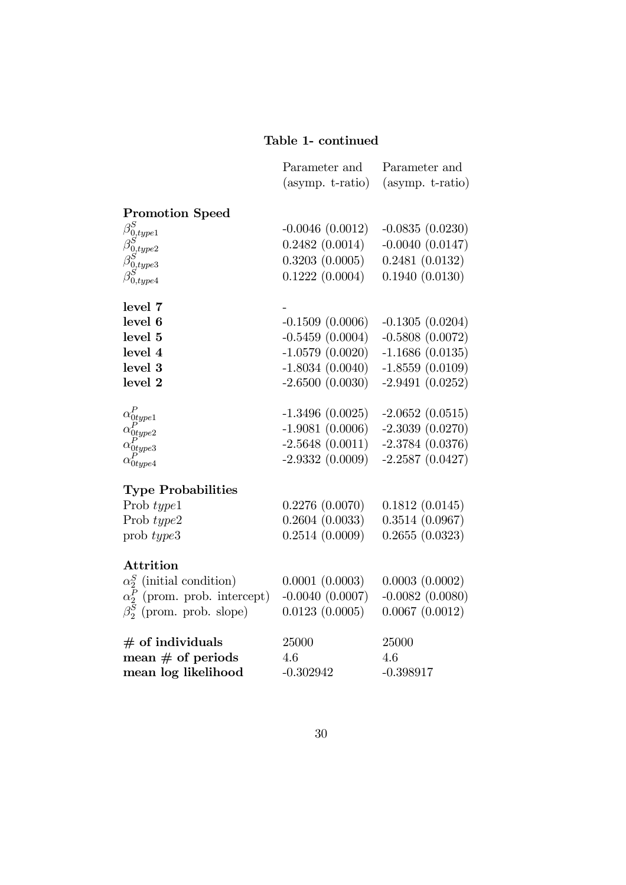**Table 1- continued**

| | Parameter and (asymp. t-ratio) | Parameter and (asymp. t-ratio) |
|---|---|---|
| **Promotion Speed** | | |
| $\beta^S_{0,type1}$ | -0.0046 (0.0012) | -0.0835 (0.0230) |
| $\beta^S_{0,type2}$ | 0.2482 (0.0014) | -0.0040 (0.0147) |
| $\beta^S_{0,type3}$ | 0.3203 (0.0005) | 0.2481 (0.0132) |
| $\beta^S_{0,type4}$ | 0.1222 (0.0004) | 0.1940 (0.0130) |
| **level 7** | - | |
| **level 6** | -0.1509 (0.0006) | -0.1305 (0.0204) |
| **level 5** | -0.5459 (0.0004) | -0.5808 (0.0072) |
| **level 4** | -1.0579 (0.0020) | -1.1686 (0.0135) |
| **level 3** | -1.8034 (0.0040) | -1.8559 (0.0109) |
| **level 2** | -2.6500 (0.0030) | -2.9491 (0.0252) |
| $\alpha^P_{0type1}$ | -1.3496 (0.0025) | -2.0652 (0.0515) |
| $\alpha^P_{0type2}$ | -1.9081 (0.0006) | -2.3039 (0.0270) |
| $\alpha^P_{0type3}$ | -2.5648 (0.0011) | -2.3784 (0.0376) |
| $\alpha^P_{0type4}$ | -2.9332 (0.0009) | -2.2587 (0.0427) |
| **Type Probabilities** | | |
| Prob *type*1 | 0.2276 (0.0070) | 0.1812 (0.0145) |
| Prob *type*2 | 0.2604 (0.0033) | 0.3514 (0.0967) |
| prob *type*3 | 0.2514 (0.0009) | 0.2655 (0.0323) |
| **Attrition** | | |
| $\alpha^S_2$ (initial condition) | 0.0001 (0.0003) | 0.0003 (0.0002) |
| $\alpha^P_2$ (prom. prob. intercept) | -0.0040 (0.0007) | -0.0082 (0.0080) |
| $\beta^S_2$ (prom. prob. slope) | 0.0123 (0.0005) | 0.0067 (0.0012) |
| **# of individuals** | 25000 | 25000 |
| **mean # of periods** | 4.6 | 4.6 |
| **mean log likelihood** | -0.302942 | -0.398917 |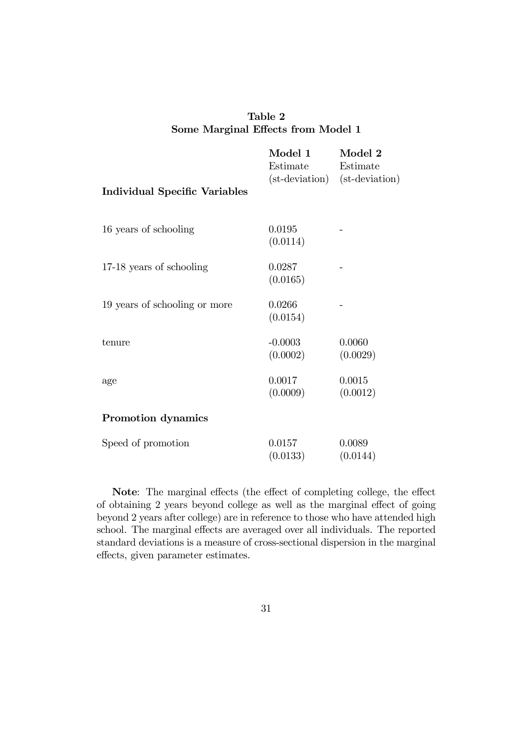**Table 2**
**Some Marginal Effects from Model 1**

| | **Model 1** Estimate (st-deviation) | **Model 2** Estimate (st-deviation) |
|---|---|---|
| **Individual Specific Variables** | | |
| 16 years of schooling | 0.0195 (0.0114) | - |
| 17-18 years of schooling | 0.0287 (0.0165) | - |
| 19 years of schooling or more | 0.0266 (0.0154) | - |
| tenure | -0.0003 (0.0002) | 0.0060 (0.0029) |
| age | 0.0017 (0.0009) | 0.0015 (0.0012) |
| **Promotion dynamics** | | |
| Speed of promotion | 0.0157 (0.0133) | 0.0089 (0.0144) |

**Note**: The marginal effects (the effect of completing college, the effect of obtaining 2 years beyond college as well as the marginal effect of going beyond 2 years after college) are in reference to those who have attended high school. The marginal effects are averaged over all individuals. The reported standard deviations is a measure of cross-sectional dispersion in the marginal effects, given parameter estimates.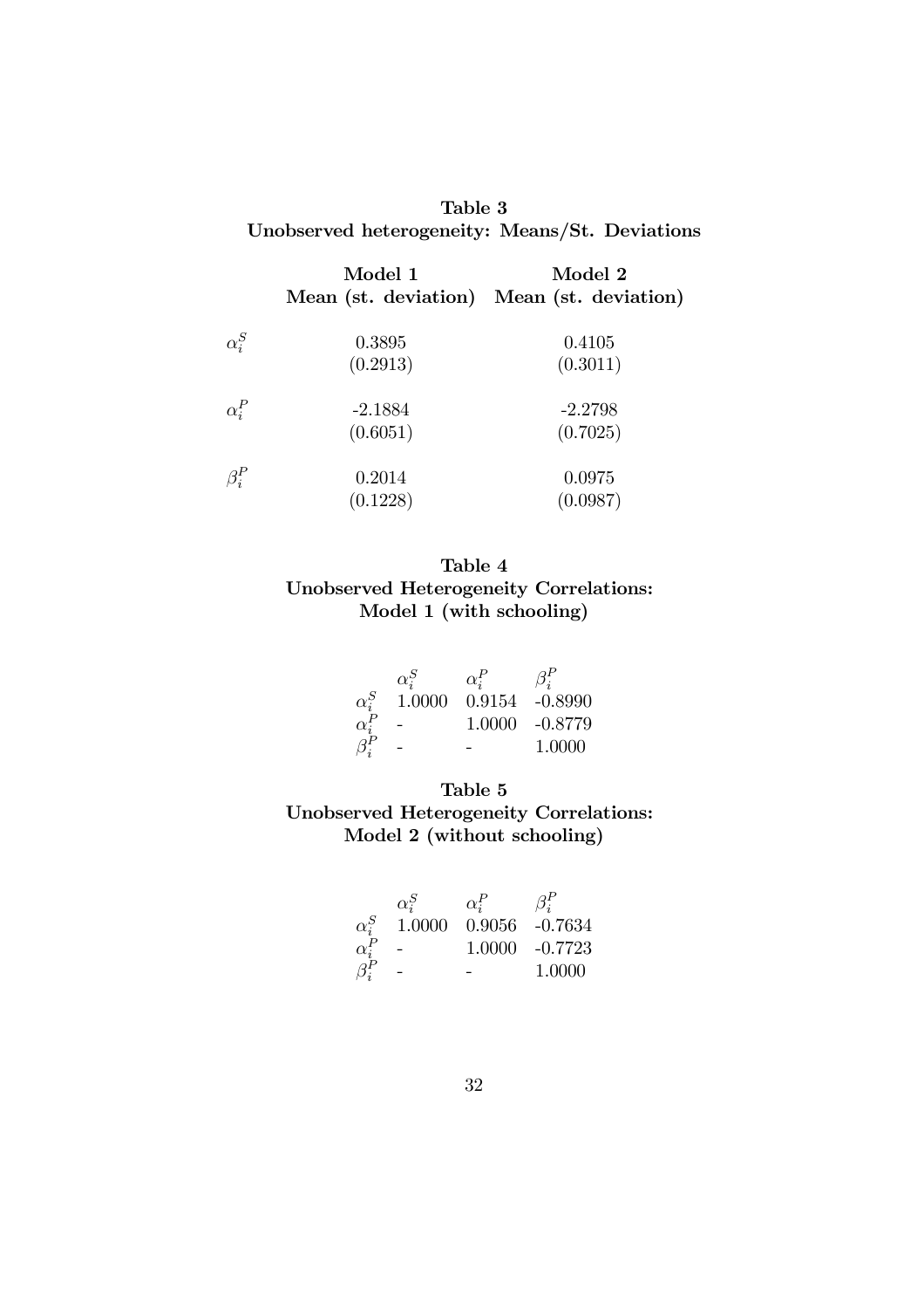**Table 3**
**Unobserved heterogeneity: Means/St. Deviations**

| | Model 1 | Model 2 |
|---|---|---|
| | Mean (st. deviation) | Mean (st. deviation) |
| $\alpha_i^S$ | 0.3895 | 0.4105 |
| | (0.2913) | (0.3011) |
| $\alpha_i^P$ | -2.1884 | -2.2798 |
| | (0.6051) | (0.7025) |
| $\beta_i^P$ | 0.2014 | 0.0975 |
| | (0.1228) | (0.0987) |

**Table 4**
**Unobserved Heterogeneity Correlations:**
**Model 1 (with schooling)**

| | $\alpha_i^S$ | $\alpha_i^P$ | $\beta_i^P$ |
|---|---|---|---|
| $\alpha_i^S$ | 1.0000 | 0.9154 | -0.8990 |
| $\alpha_i^P$ | - | 1.0000 | -0.8779 |
| $\beta_i^P$ | - | - | 1.0000 |

**Table 5**
**Unobserved Heterogeneity Correlations:**
**Model 2 (without schooling)**

| | $\alpha_i^S$ | $\alpha_i^P$ | $\beta_i^P$ |
|---|---|---|---|
| $\alpha_i^S$ | 1.0000 | 0.9056 | -0.7634 |
| $\alpha_i^P$ | - | 1.0000 | -0.7723 |
| $\beta_i^P$ | - | - | 1.0000 |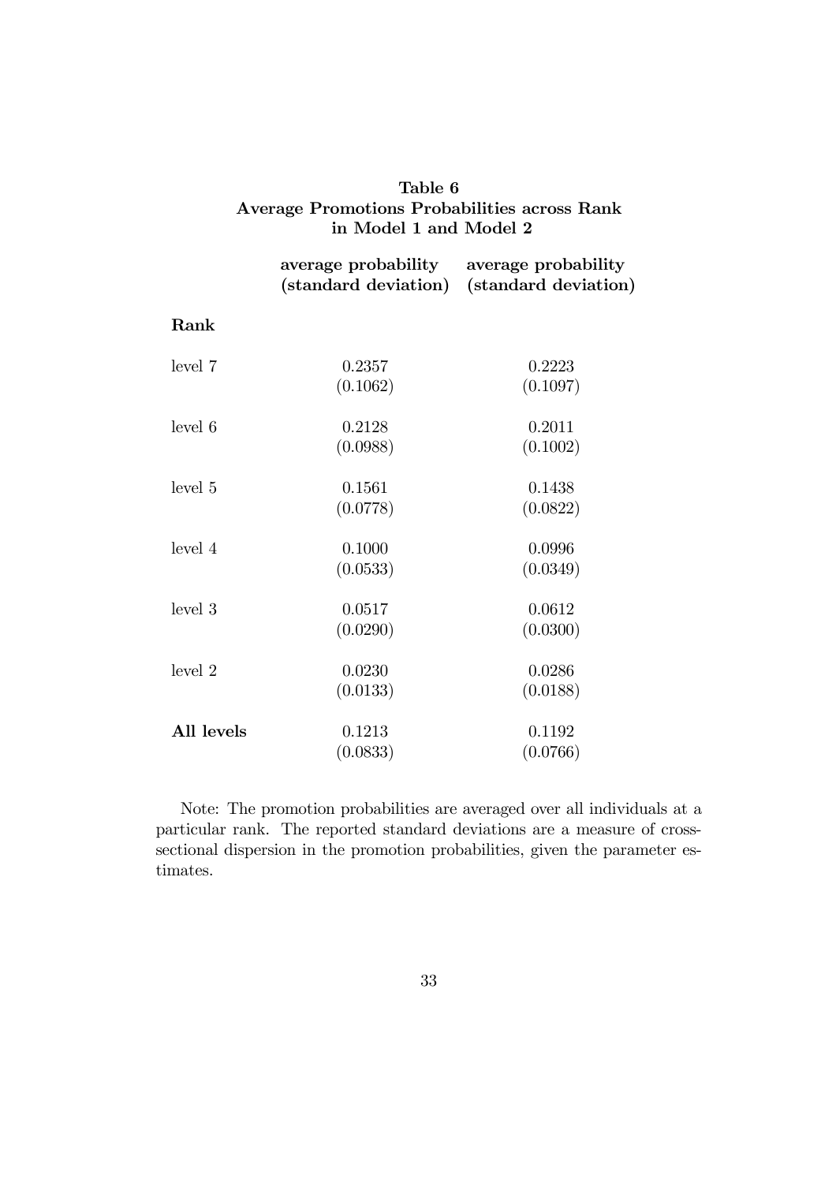**Table 6**
**Average Promotions Probabilities across Rank in Model 1 and Model 2**

| | **average probability (standard deviation)** | **average probability (standard deviation)** |
|---|---|---|
| **Rank** | | |
| level 7 | 0.2357 | 0.2223 |
| | (0.1062) | (0.1097) |
| level 6 | 0.2128 | 0.2011 |
| | (0.0988) | (0.1002) |
| level 5 | 0.1561 | 0.1438 |
| | (0.0778) | (0.0822) |
| level 4 | 0.1000 | 0.0996 |
| | (0.0533) | (0.0349) |
| level 3 | 0.0517 | 0.0612 |
| | (0.0290) | (0.0300) |
| level 2 | 0.0230 | 0.0286 |
| | (0.0133) | (0.0188) |
| **All levels** | 0.1213 | 0.1192 |
| | (0.0833) | (0.0766) |

Note: The promotion probabilities are averaged over all individuals at a particular rank. The reported standard deviations are a measure of cross-sectional dispersion in the promotion probabilities, given the parameter estimates.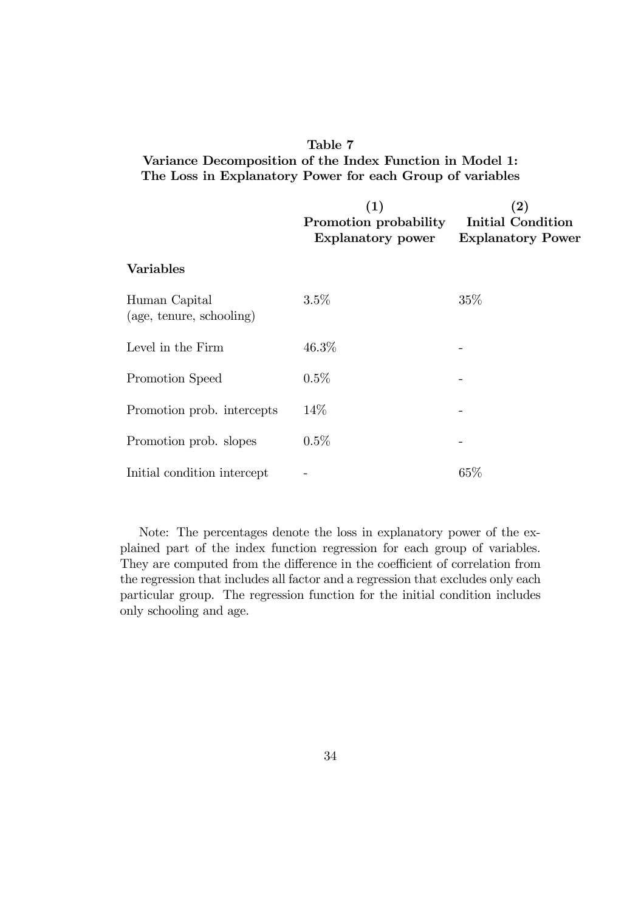**Table 7**
**Variance Decomposition of the Index Function in Model 1:**
**The Loss in Explanatory Power for each Group of variables**

| | **(1)** **Promotion probability Explanatory power** | **(2)** **Initial Condition Explanatory Power** |
|---|---|---|
| **Variables** | | |
| Human Capital (age, tenure, schooling) | 3.5% | 35% |
| Level in the Firm | 46.3% | - |
| Promotion Speed | 0.5% | - |
| Promotion prob. intercepts | 14% | - |
| Promotion prob. slopes | 0.5% | - |
| Initial condition intercept | - | 65% |

Note: The percentages denote the loss in explanatory power of the explained part of the index function regression for each group of variables. They are computed from the difference in the coefficient of correlation from the regression that includes all factor and a regression that excludes only each particular group. The regression function for the initial condition includes only schooling and age.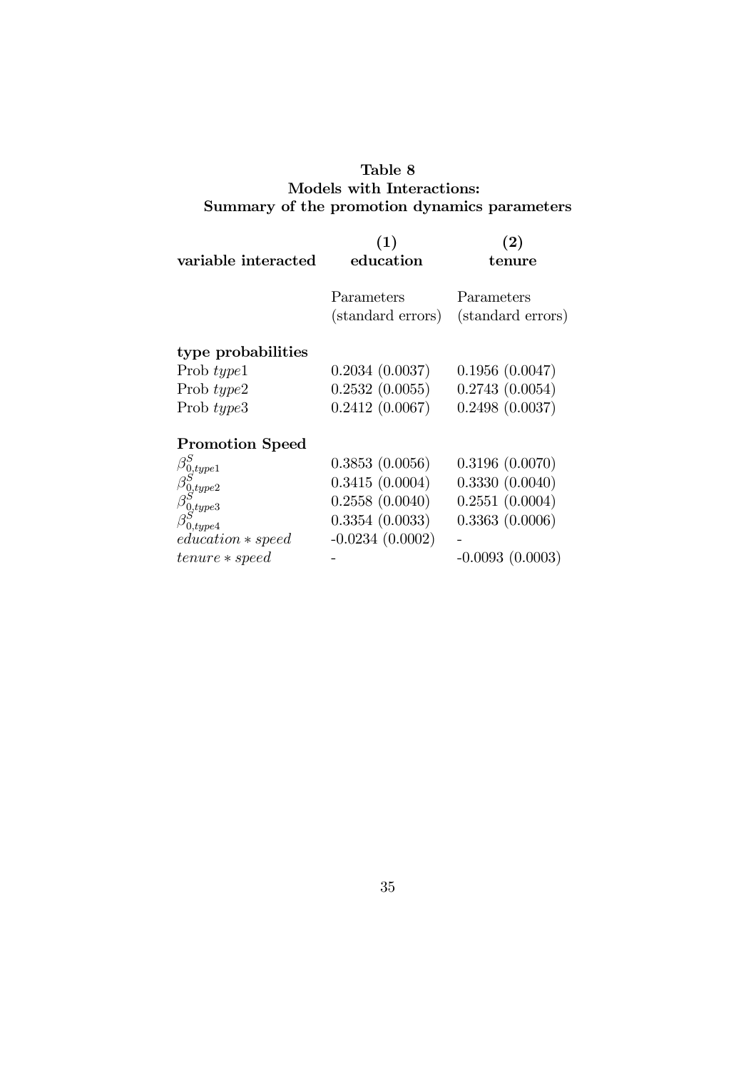**Table 8**
**Models with Interactions:**
**Summary of the promotion dynamics parameters**

| **variable interacted** | **(1)** **education** | **(2)** **tenure** |
|---|---|---|
| | Parameters (standard errors) | Parameters (standard errors) |
| **type probabilities** | | |
| Prob $type1$ | 0.2034 (0.0037) | 0.1956 (0.0047) |
| Prob $type2$ | 0.2532 (0.0055) | 0.2743 (0.0054) |
| Prob $type3$ | 0.2412 (0.0067) | 0.2498 (0.0037) |
| **Promotion Speed** | | |
| $\beta^S_{0,type1}$ | 0.3853 (0.0056) | 0.3196 (0.0070) |
| $\beta^S_{0,type2}$ | 0.3415 (0.0004) | 0.3330 (0.0040) |
| $\beta^S_{0,type3}$ | 0.2558 (0.0040) | 0.2551 (0.0004) |
| $\beta^S_{0,type4}$ | 0.3354 (0.0033) | 0.3363 (0.0006) |
| $education * speed$ | -0.0234 (0.0002) | - |
| $tenure * speed$ | - | -0.0093 (0.0003) |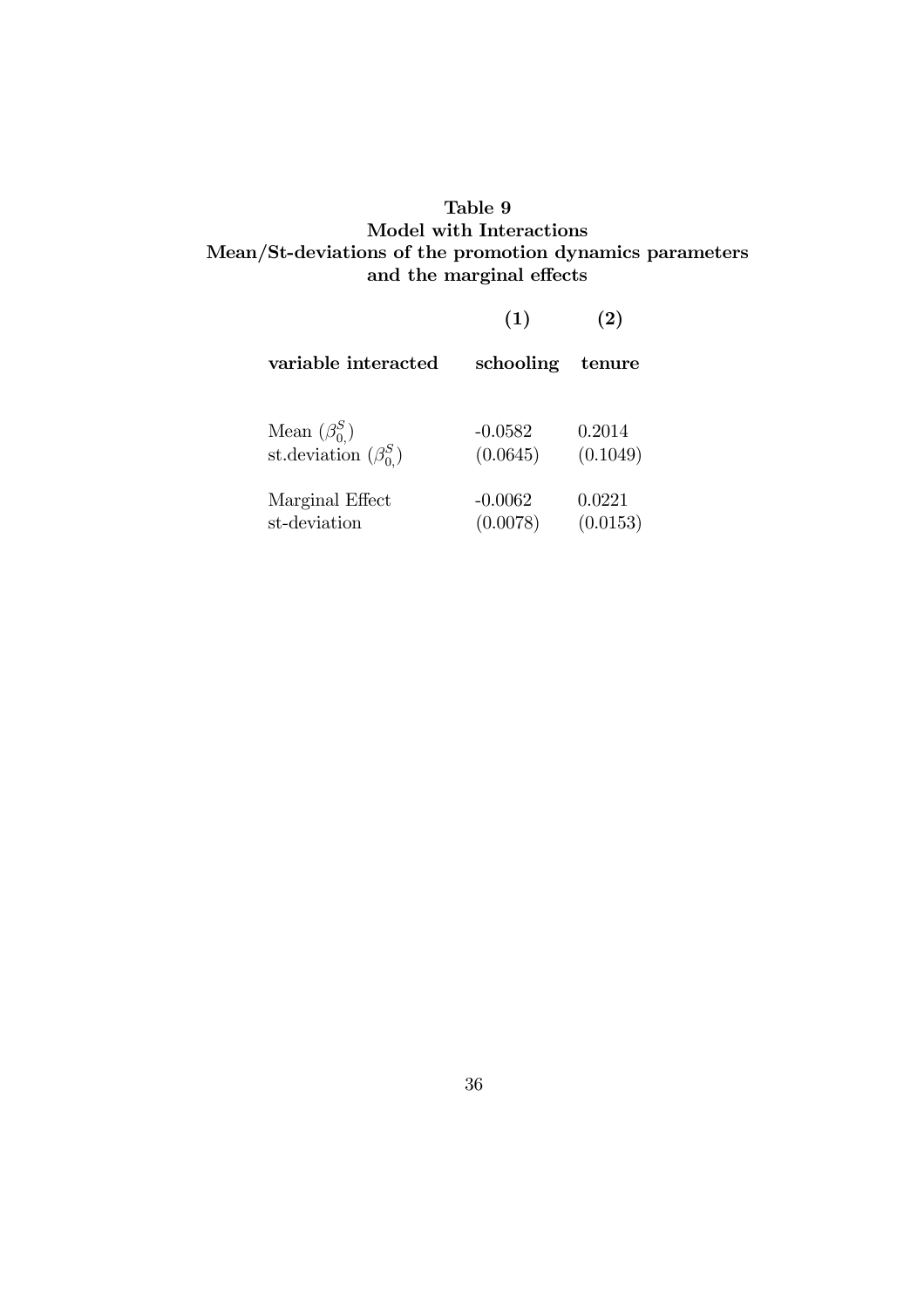**Table 9**
**Model with Interactions**
**Mean/St-deviations of the promotion dynamics parameters and the marginal effects**

| | **(1)** | **(2)** |
|---|---|---|
| **variable interacted** | **schooling** | **tenure** |
| Mean ($\beta^S_{0,}$) | -0.0582 | 0.2014 |
| st.deviation ($\beta^S_{0,}$) | (0.0645) | (0.1049) |
| Marginal Effect | -0.0062 | 0.0221 |
| st-deviation | (0.0078) | (0.0153) |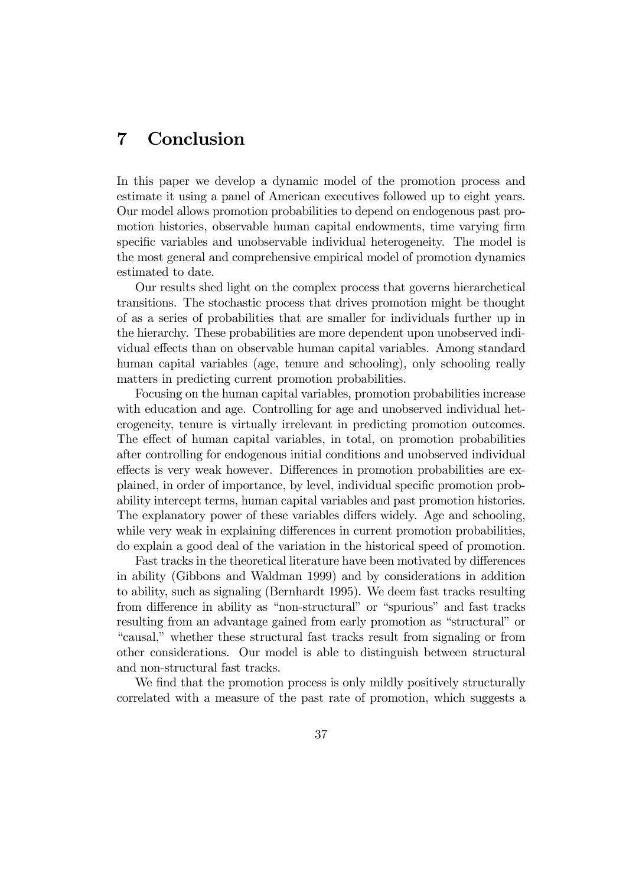# 7 Conclusion

In this paper we develop a dynamic model of the promotion process and estimate it using a panel of American executives followed up to eight years. Our model allows promotion probabilities to depend on endogenous past promotion histories, observable human capital endowments, time varying firm specific variables and unobservable individual heterogeneity. The model is the most general and comprehensive empirical model of promotion dynamics estimated to date.

Our results shed light on the complex process that governs hierarchetical transitions. The stochastic process that drives promotion might be thought of as a series of probabilities that are smaller for individuals further up in the hierarchy. These probabilities are more dependent upon unobserved individual effects than on observable human capital variables. Among standard human capital variables (age, tenure and schooling), only schooling really matters in predicting current promotion probabilities.

Focusing on the human capital variables, promotion probabilities increase with education and age. Controlling for age and unobserved individual heterogeneity, tenure is virtually irrelevant in predicting promotion outcomes. The effect of human capital variables, in total, on promotion probabilities after controlling for endogenous initial conditions and unobserved individual effects is very weak however. Differences in promotion probabilities are explained, in order of importance, by level, individual specific promotion probability intercept terms, human capital variables and past promotion histories. The explanatory power of these variables differs widely. Age and schooling, while very weak in explaining differences in current promotion probabilities, do explain a good deal of the variation in the historical speed of promotion.

Fast tracks in the theoretical literature have been motivated by differences in ability (Gibbons and Waldman 1999) and by considerations in addition to ability, such as signaling (Bernhardt 1995). We deem fast tracks resulting from difference in ability as "non-structural" or "spurious" and fast tracks resulting from an advantage gained from early promotion as "structural" or "causal," whether these structural fast tracks result from signaling or from other considerations. Our model is able to distinguish between structural and non-structural fast tracks.

We find that the promotion process is only mildly positively structurally correlated with a measure of the past rate of promotion, which suggests a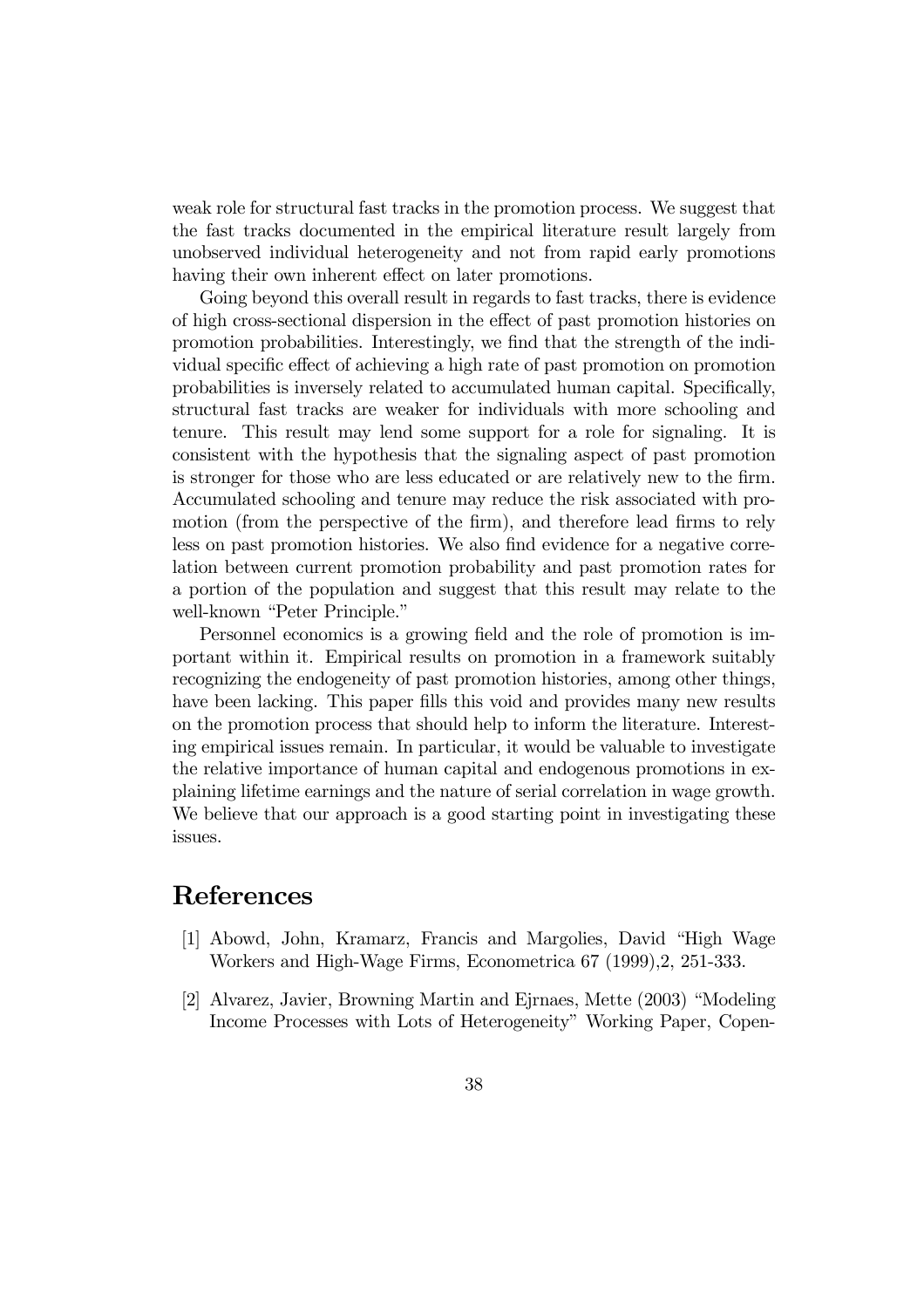weak role for structural fast tracks in the promotion process. We suggest that the fast tracks documented in the empirical literature result largely from unobserved individual heterogeneity and not from rapid early promotions having their own inherent effect on later promotions.

Going beyond this overall result in regards to fast tracks, there is evidence of high cross-sectional dispersion in the effect of past promotion histories on promotion probabilities. Interestingly, we find that the strength of the individual specific effect of achieving a high rate of past promotion on promotion probabilities is inversely related to accumulated human capital. Specifically, structural fast tracks are weaker for individuals with more schooling and tenure. This result may lend some support for a role for signaling. It is consistent with the hypothesis that the signaling aspect of past promotion is stronger for those who are less educated or are relatively new to the firm. Accumulated schooling and tenure may reduce the risk associated with promotion (from the perspective of the firm), and therefore lead firms to rely less on past promotion histories. We also find evidence for a negative correlation between current promotion probability and past promotion rates for a portion of the population and suggest that this result may relate to the well-known "Peter Principle."

Personnel economics is a growing field and the role of promotion is important within it. Empirical results on promotion in a framework suitably recognizing the endogeneity of past promotion histories, among other things, have been lacking. This paper fills this void and provides many new results on the promotion process that should help to inform the literature. Interesting empirical issues remain. In particular, it would be valuable to investigate the relative importance of human capital and endogenous promotions in explaining lifetime earnings and the nature of serial correlation in wage growth. We believe that our approach is a good starting point in investigating these issues.

# References

[1] Abowd, John, Kramarz, Francis and Margolies, David "High Wage Workers and High-Wage Firms, Econometrica 67 (1999),2, 251-333.

[2] Alvarez, Javier, Browning Martin and Ejrnaes, Mette (2003) "Modeling Income Processes with Lots of Heterogeneity" Working Paper, Copen-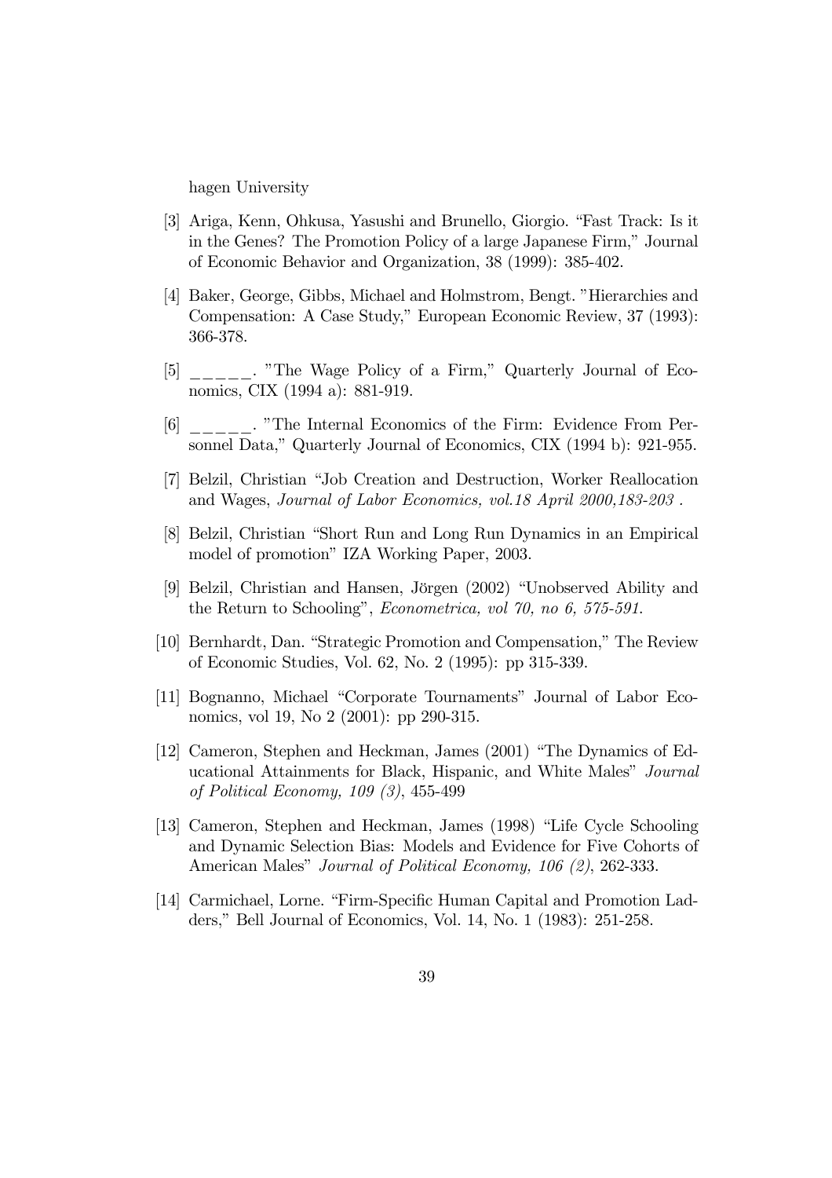hagen University

[3] Ariga, Kenn, Ohkusa, Yasushi and Brunello, Giorgio. "Fast Track: Is it in the Genes? The Promotion Policy of a large Japanese Firm," Journal of Economic Behavior and Organization, 38 (1999): 385-402.

[4] Baker, George, Gibbs, Michael and Holmstrom, Bengt. "Hierarchies and Compensation: A Case Study," European Economic Review, 37 (1993): 366-378.

[5] _____. "The Wage Policy of a Firm," Quarterly Journal of Economics, CIX (1994 a): 881-919.

[6] _____. "The Internal Economics of the Firm: Evidence From Personnel Data," Quarterly Journal of Economics, CIX (1994 b): 921-955.

[7] Belzil, Christian "Job Creation and Destruction, Worker Reallocation and Wages, *Journal of Labor Economics, vol.18 April 2000,183-203* .

[8] Belzil, Christian "Short Run and Long Run Dynamics in an Empirical model of promotion" IZA Working Paper, 2003.

[9] Belzil, Christian and Hansen, Jörgen (2002) "Unobserved Ability and the Return to Schooling", *Econometrica, vol 70, no 6, 575-591.*

[10] Bernhardt, Dan. "Strategic Promotion and Compensation," The Review of Economic Studies, Vol. 62, No. 2 (1995): pp 315-339.

[11] Bognanno, Michael "Corporate Tournaments" Journal of Labor Economics, vol 19, No 2 (2001): pp 290-315.

[12] Cameron, Stephen and Heckman, James (2001) "The Dynamics of Educational Attainments for Black, Hispanic, and White Males" *Journal of Political Economy, 109 (3)*, 455-499

[13] Cameron, Stephen and Heckman, James (1998) "Life Cycle Schooling and Dynamic Selection Bias: Models and Evidence for Five Cohorts of American Males" *Journal of Political Economy, 106 (2)*, 262-333.

[14] Carmichael, Lorne. "Firm-Specific Human Capital and Promotion Ladders," Bell Journal of Economics, Vol. 14, No. 1 (1983): 251-258.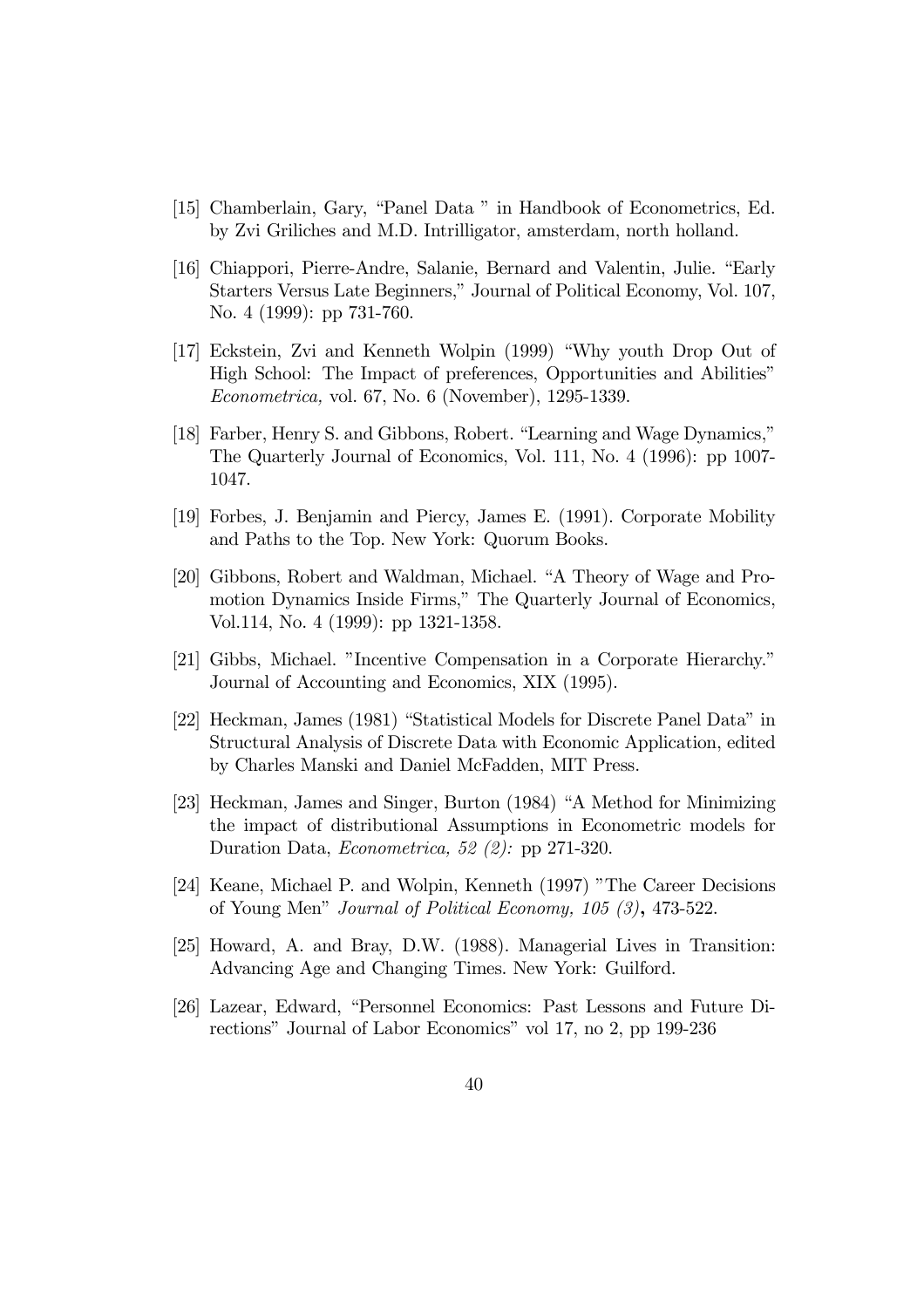[15] Chamberlain, Gary, "Panel Data " in Handbook of Econometrics, Ed. by Zvi Griliches and M.D. Intrilligator, amsterdam, north holland.

[16] Chiappori, Pierre-Andre, Salanie, Bernard and Valentin, Julie. "Early Starters Versus Late Beginners," Journal of Political Economy, Vol. 107, No. 4 (1999): pp 731-760.

[17] Eckstein, Zvi and Kenneth Wolpin (1999) "Why youth Drop Out of High School: The Impact of preferences, Opportunities and Abilities" *Econometrica,* vol. 67, No. 6 (November), 1295-1339.

[18] Farber, Henry S. and Gibbons, Robert. "Learning and Wage Dynamics," The Quarterly Journal of Economics, Vol. 111, No. 4 (1996): pp 1007-1047.

[19] Forbes, J. Benjamin and Piercy, James E. (1991). Corporate Mobility and Paths to the Top. New York: Quorum Books.

[20] Gibbons, Robert and Waldman, Michael. "A Theory of Wage and Promotion Dynamics Inside Firms," The Quarterly Journal of Economics, Vol.114, No. 4 (1999): pp 1321-1358.

[21] Gibbs, Michael. "Incentive Compensation in a Corporate Hierarchy." Journal of Accounting and Economics, XIX (1995).

[22] Heckman, James (1981) "Statistical Models for Discrete Panel Data" in Structural Analysis of Discrete Data with Economic Application, edited by Charles Manski and Daniel McFadden, MIT Press.

[23] Heckman, James and Singer, Burton (1984) "A Method for Minimizing the impact of distributional Assumptions in Econometric models for Duration Data, *Econometrica, 52 (2):* pp 271-320.

[24] Keane, Michael P. and Wolpin, Kenneth (1997) "The Career Decisions of Young Men" *Journal of Political Economy, 105 (3)*, 473-522.

[25] Howard, A. and Bray, D.W. (1988). Managerial Lives in Transition: Advancing Age and Changing Times. New York: Guilford.

[26] Lazear, Edward, "Personnel Economics: Past Lessons and Future Directions" Journal of Labor Economics" vol 17, no 2, pp 199-236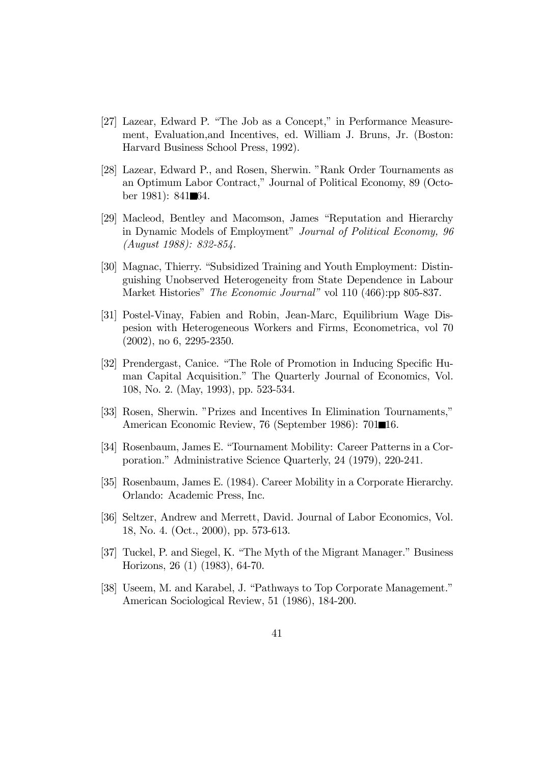[27] Lazear, Edward P. "The Job as a Concept," in Performance Measurement, Evaluation,and Incentives, ed. William J. Bruns, Jr. (Boston: Harvard Business School Press, 1992).

[28] Lazear, Edward P., and Rosen, Sherwin. "Rank Order Tournaments as an Optimum Labor Contract," Journal of Political Economy, 89 (October 1981): 841■64.

[29] Macleod, Bentley and Macomson, James "Reputation and Hierarchy in Dynamic Models of Employment" *Journal of Political Economy, 96 (August 1988): 832-854.*

[30] Magnac, Thierry. "Subsidized Training and Youth Employment: Distinguishing Unobserved Heterogeneity from State Dependence in Labour Market Histories" *The Economic Journal"* vol 110 (466):pp 805-837.

[31] Postel-Vinay, Fabien and Robin, Jean-Marc, Equilibrium Wage Dispesion with Heterogeneous Workers and Firms, Econometrica, vol 70 (2002), no 6, 2295-2350.

[32] Prendergast, Canice. "The Role of Promotion in Inducing Specific Human Capital Acquisition." The Quarterly Journal of Economics, Vol. 108, No. 2. (May, 1993), pp. 523-534.

[33] Rosen, Sherwin. "Prizes and Incentives In Elimination Tournaments," American Economic Review, 76 (September 1986): 701■16.

[34] Rosenbaum, James E. "Tournament Mobility: Career Patterns in a Corporation." Administrative Science Quarterly, 24 (1979), 220-241.

[35] Rosenbaum, James E. (1984). Career Mobility in a Corporate Hierarchy. Orlando: Academic Press, Inc.

[36] Seltzer, Andrew and Merrett, David. Journal of Labor Economics, Vol. 18, No. 4. (Oct., 2000), pp. 573-613.

[37] Tuckel, P. and Siegel, K. "The Myth of the Migrant Manager." Business Horizons, 26 (1) (1983), 64-70.

[38] Useem, M. and Karabel, J. "Pathways to Top Corporate Management." American Sociological Review, 51 (1986), 184-200.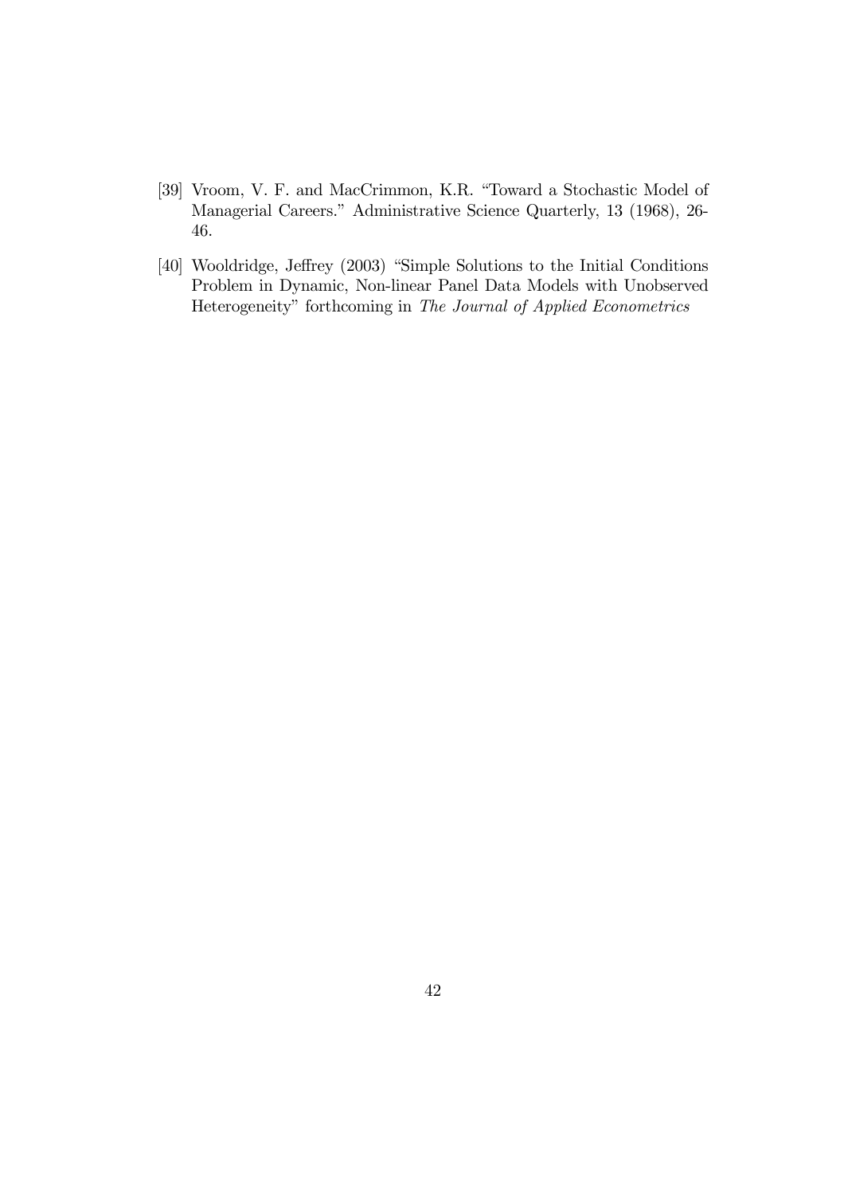[39] Vroom, V. F. and MacCrimmon, K.R. "Toward a Stochastic Model of Managerial Careers." Administrative Science Quarterly, 13 (1968), 26-46.

[40] Wooldridge, Jeffrey (2003) "Simple Solutions to the Initial Conditions Problem in Dynamic, Non-linear Panel Data Models with Unobserved Heterogeneity" forthcoming in *The Journal of Applied Econometrics*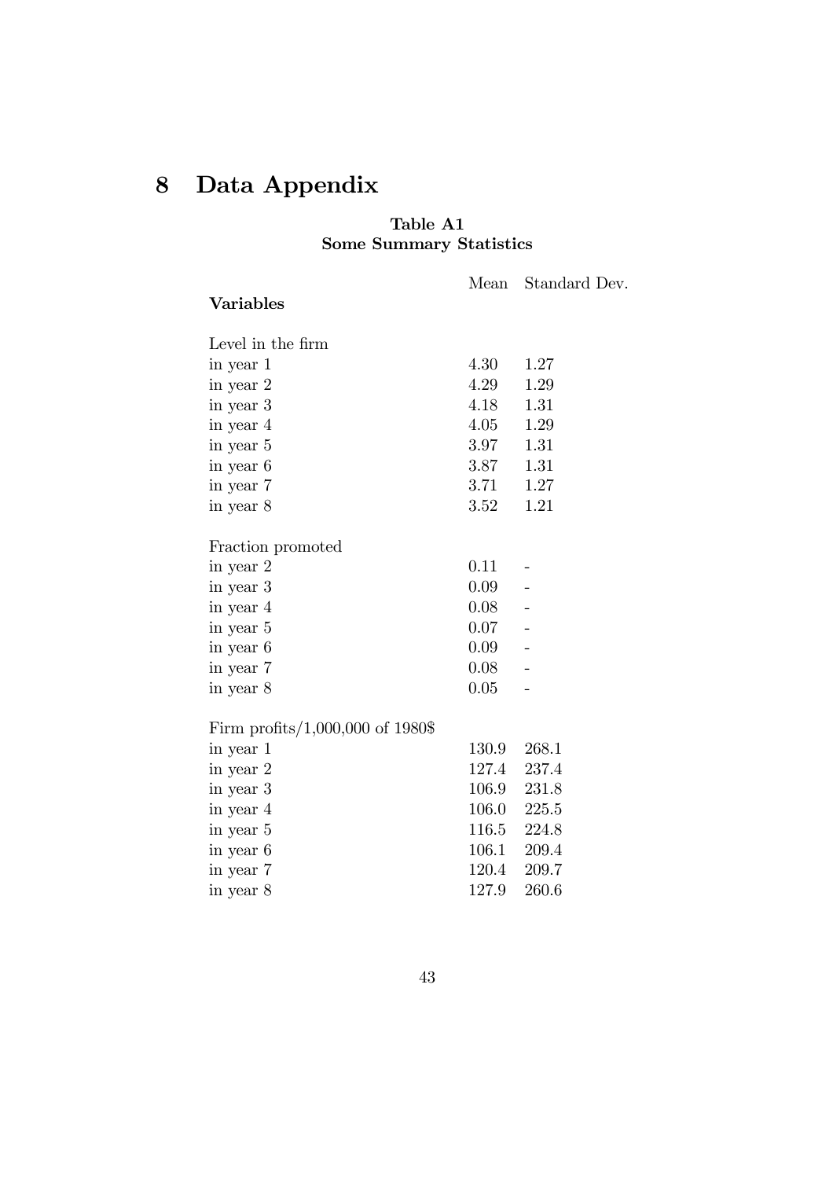# 8 Data Appendix

**Table A1**
**Some Summary Statistics**

| **Variables** | Mean | Standard Dev. |
|---|---|---|
| Level in the firm | | |
| in year 1 | 4.30 | 1.27 |
| in year 2 | 4.29 | 1.29 |
| in year 3 | 4.18 | 1.31 |
| in year 4 | 4.05 | 1.29 |
| in year 5 | 3.97 | 1.31 |
| in year 6 | 3.87 | 1.31 |
| in year 7 | 3.71 | 1.27 |
| in year 8 | 3.52 | 1.21 |
| Fraction promoted | | |
| in year 2 | 0.11 | - |
| in year 3 | 0.09 | - |
| in year 4 | 0.08 | - |
| in year 5 | 0.07 | - |
| in year 6 | 0.09 | - |
| in year 7 | 0.08 | - |
| in year 8 | 0.05 | - |
| Firm profits/1,000,000 of 1980$ | | |
| in year 1 | 130.9 | 268.1 |
| in year 2 | 127.4 | 237.4 |
| in year 3 | 106.9 | 231.8 |
| in year 4 | 106.0 | 225.5 |
| in year 5 | 116.5 | 224.8 |
| in year 6 | 106.1 | 209.4 |
| in year 7 | 120.4 | 209.7 |
| in year 8 | 127.9 | 260.6 |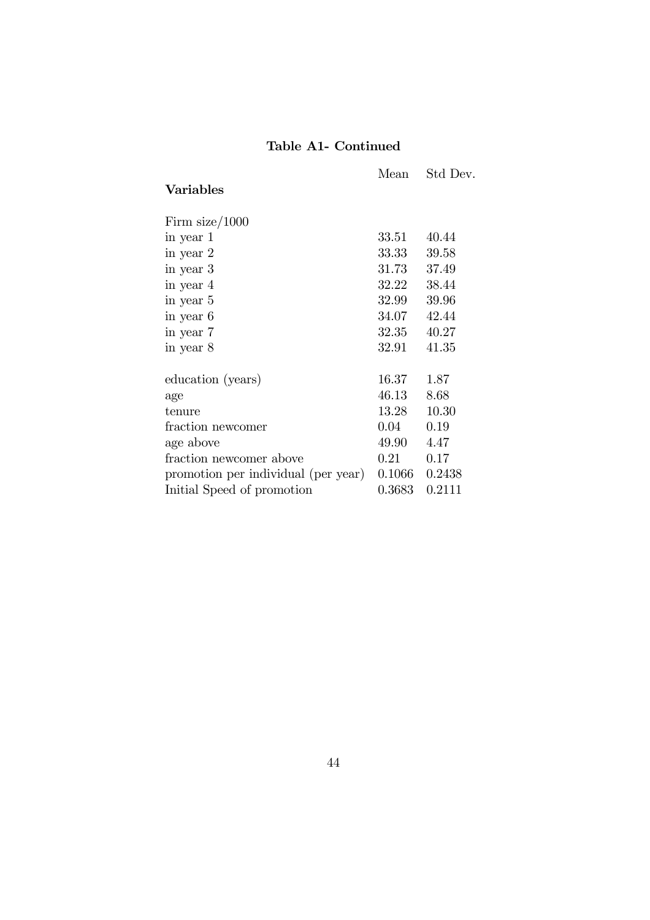**Table A1- Continued**

| **Variables** | Mean | Std Dev. |
|---|---|---|
| Firm size/1000 | | |
| in year 1 | 33.51 | 40.44 |
| in year 2 | 33.33 | 39.58 |
| in year 3 | 31.73 | 37.49 |
| in year 4 | 32.22 | 38.44 |
| in year 5 | 32.99 | 39.96 |
| in year 6 | 34.07 | 42.44 |
| in year 7 | 32.35 | 40.27 |
| in year 8 | 32.91 | 41.35 |
| | | |
| education (years) | 16.37 | 1.87 |
| age | 46.13 | 8.68 |
| tenure | 13.28 | 10.30 |
| fraction newcomer | 0.04 | 0.19 |
| age above | 49.90 | 4.47 |
| fraction newcomer above | 0.21 | 0.17 |
| promotion per individual (per year) | 0.1066 | 0.2438 |
| Initial Speed of promotion | 0.3683 | 0.2111 |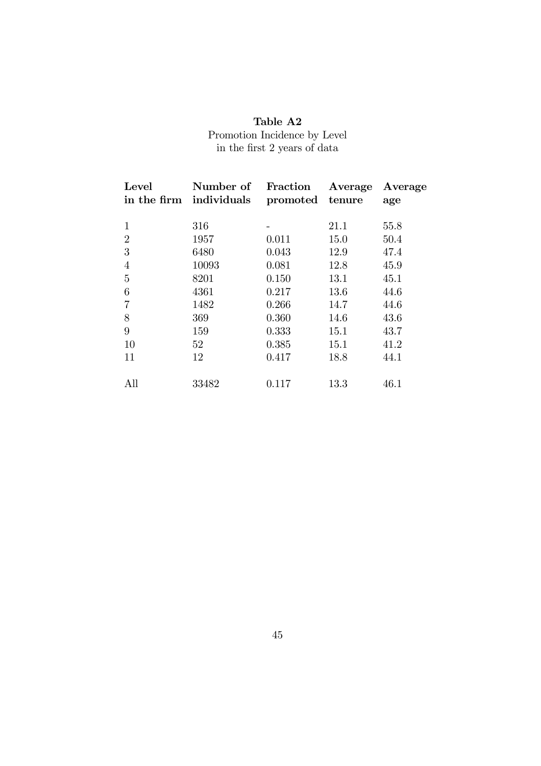**Table A2**

Promotion Incidence by Level
in the first 2 years of data

| Level in the firm | Number of individuals | Fraction promoted | Average tenure | Average age |
|---|---|---|---|---|
| 1 | 316 | - | 21.1 | 55.8 |
| 2 | 1957 | 0.011 | 15.0 | 50.4 |
| 3 | 6480 | 0.043 | 12.9 | 47.4 |
| 4 | 10093 | 0.081 | 12.8 | 45.9 |
| 5 | 8201 | 0.150 | 13.1 | 45.1 |
| 6 | 4361 | 0.217 | 13.6 | 44.6 |
| 7 | 1482 | 0.266 | 14.7 | 44.6 |
| 8 | 369 | 0.360 | 14.6 | 43.6 |
| 9 | 159 | 0.333 | 15.1 | 43.7 |
| 10 | 52 | 0.385 | 15.1 | 41.2 |
| 11 | 12 | 0.417 | 18.8 | 44.1 |
| All | 33482 | 0.117 | 13.3 | 46.1 |